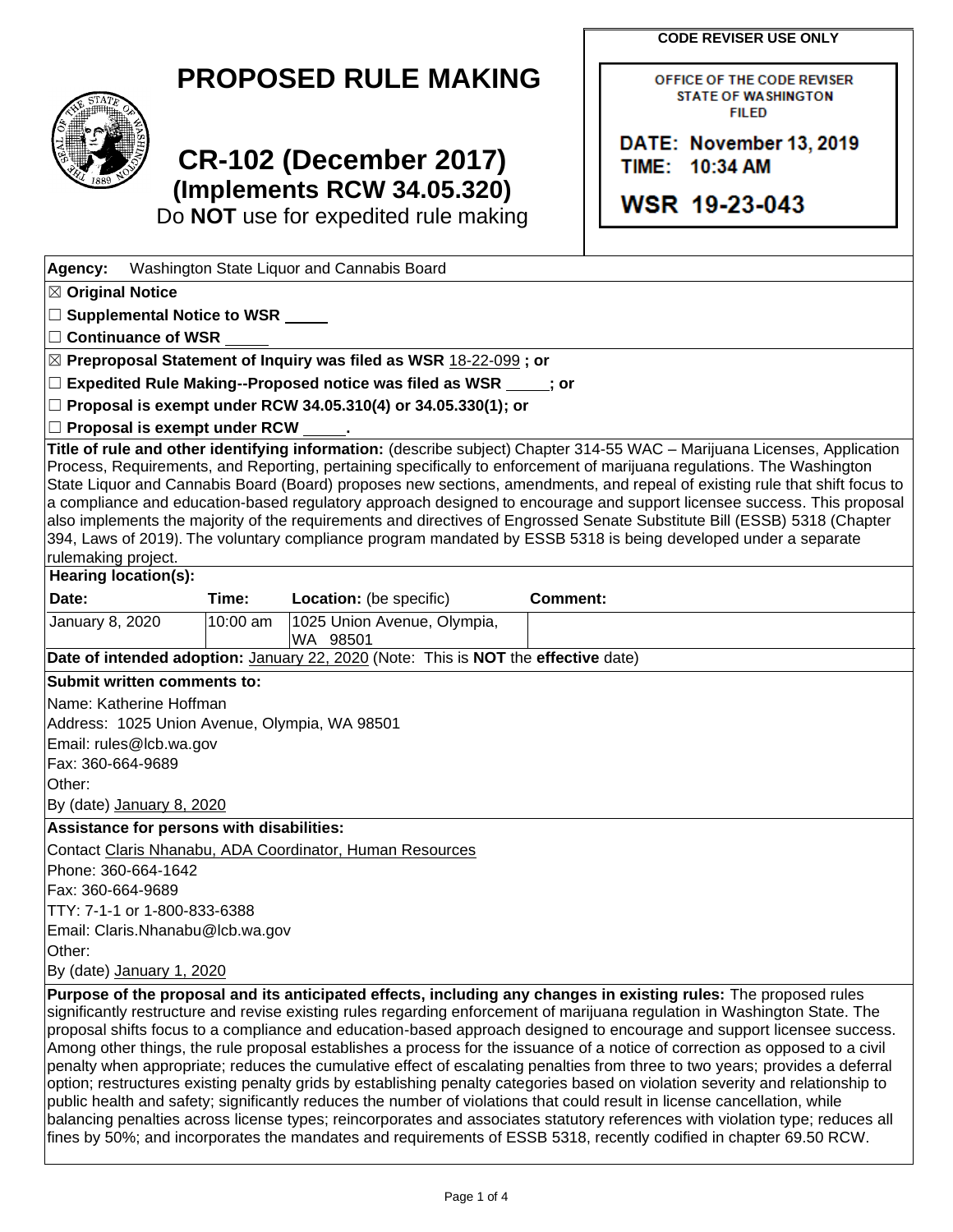# PROPOSED RULE MAKING

# CR-102 (December 2017)

## (Implements RCW 34.05.320)

Do **NOT** use for expedited rule making

**CODE REVISER USE ONLY**

OFFICE OF THE CODE REVISER
STATE OF WASHINGTON
FILED

DATE: November 13, 2019
TIME: 10:34 AM

WSR 19-23-043

**Agency:** Washington State Liquor and Cannabis Board

☒ **Original Notice**

☐ **Supplemental Notice to WSR** _____

☐ **Continuance of WSR** _____

☒ **Preproposal Statement of Inquiry was filed as WSR** 18-22-099 **; or**

☐ **Expedited Rule Making--Proposed notice was filed as WSR** _____**; or**

☐ **Proposal is exempt under RCW 34.05.310(4) or 34.05.330(1); or**

☐ **Proposal is exempt under RCW** _____**.**

**Title of rule and other identifying information:** (describe subject) Chapter 314-55 WAC – Marijuana Licenses, Application Process, Requirements, and Reporting, pertaining specifically to enforcement of marijuana regulations. The Washington State Liquor and Cannabis Board (Board) proposes new sections, amendments, and repeal of existing rule that shift focus to a compliance and education-based regulatory approach designed to encourage and support licensee success. This proposal also implements the majority of the requirements and directives of Engrossed Senate Substitute Bill (ESSB) 5318 (Chapter 394, Laws of 2019). The voluntary compliance program mandated by ESSB 5318 is being developed under a separate rulemaking project.

**Hearing location(s):**

| Date: | Time: | Location: (be specific) | Comment: |
|---|---|---|---|
| January 8, 2020 | 10:00 am | 1025 Union Avenue, Olympia, WA 98501 | |

**Date of intended adoption:** January 22, 2020 (Note: This is **NOT** the **effective** date)

**Submit written comments to:**

Name: Katherine Hoffman

Address: 1025 Union Avenue, Olympia, WA 98501

Email: rules@lcb.wa.gov

Fax: 360-664-9689

Other:

By (date) January 8, 2020

**Assistance for persons with disabilities:**

Contact Claris Nhanabu, ADA Coordinator, Human Resources

Phone: 360-664-1642

Fax: 360-664-9689

TTY: 7-1-1 or 1-800-833-6388

Email: Claris.Nhanabu@lcb.wa.gov

Other:

By (date) January 1, 2020

**Purpose of the proposal and its anticipated effects, including any changes in existing rules:** The proposed rules significantly restructure and revise existing rules regarding enforcement of marijuana regulation in Washington State. The proposal shifts focus to a compliance and education-based approach designed to encourage and support licensee success. Among other things, the rule proposal establishes a process for the issuance of a notice of correction as opposed to a civil penalty when appropriate; reduces the cumulative effect of escalating penalties from three to two years; provides a deferral option; restructures existing penalty grids by establishing penalty categories based on violation severity and relationship to public health and safety; significantly reduces the number of violations that could result in license cancellation, while balancing penalties across license types; reincorporates and associates statutory references with violation type; reduces all fines by 50%; and incorporates the mandates and requirements of ESSB 5318, recently codified in chapter 69.50 RCW.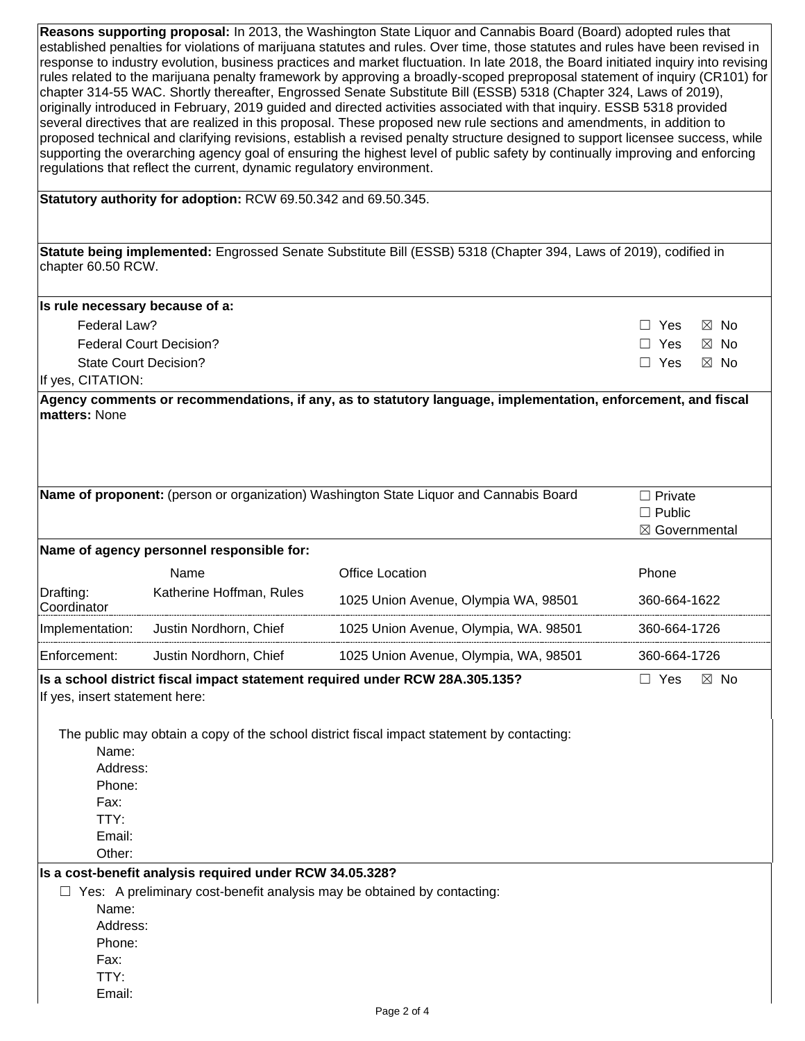**Reasons supporting proposal:** In 2013, the Washington State Liquor and Cannabis Board (Board) adopted rules that established penalties for violations of marijuana statutes and rules. Over time, those statutes and rules have been revised in response to industry evolution, business practices and market fluctuation. In late 2018, the Board initiated inquiry into revising rules related to the marijuana penalty framework by approving a broadly-scoped preproposal statement of inquiry (CR101) for chapter 314-55 WAC. Shortly thereafter, Engrossed Senate Substitute Bill (ESSB) 5318 (Chapter 324, Laws of 2019), originally introduced in February, 2019 guided and directed activities associated with that inquiry. ESSB 5318 provided several directives that are realized in this proposal. These proposed new rule sections and amendments, in addition to proposed technical and clarifying revisions, establish a revised penalty structure designed to support licensee success, while supporting the overarching agency goal of ensuring the highest level of public safety by continually improving and enforcing regulations that reflect the current, dynamic regulatory environment.

**Statutory authority for adoption:** RCW 69.50.342 and 69.50.345.

**Statute being implemented:** Engrossed Senate Substitute Bill (ESSB) 5318 (Chapter 394, Laws of 2019), codified in chapter 60.50 RCW.

**Is rule necessary because of a:**

| | |
|---|---|
| Federal Law? | ☐ Yes ☒ No |
| Federal Court Decision? | ☐ Yes ☒ No |
| State Court Decision? | ☐ Yes ☒ No |

If yes, CITATION:

**Agency comments or recommendations, if any, as to statutory language, implementation, enforcement, and fiscal matters:** None

**Name of proponent:** (person or organization) Washington State Liquor and Cannabis Board

☐ Private
☐ Public
☒ Governmental

**Name of agency personnel responsible for:**

| | Name | Office Location | Phone |
|---|---|---|---|
| Drafting: | Katherine Hoffman, Rules Coordinator | 1025 Union Avenue, Olympia WA, 98501 | 360-664-1622 |
| Implementation: | Justin Nordhorn, Chief | 1025 Union Avenue, Olympia, WA. 98501 | 360-664-1726 |
| Enforcement: | Justin Nordhorn, Chief | 1025 Union Avenue, Olympia, WA, 98501 | 360-664-1726 |

**Is a school district fiscal impact statement required under RCW 28A.305.135?** ☐ Yes ☒ No

If yes, insert statement here:

The public may obtain a copy of the school district fiscal impact statement by contacting:

Name:
Address:
Phone:
Fax:
TTY:
Email:
Other:

**Is a cost-benefit analysis required under RCW 34.05.328?**

☐ Yes: A preliminary cost-benefit analysis may be obtained by contacting:

Name:
Address:
Phone:
Fax:
TTY:
Email: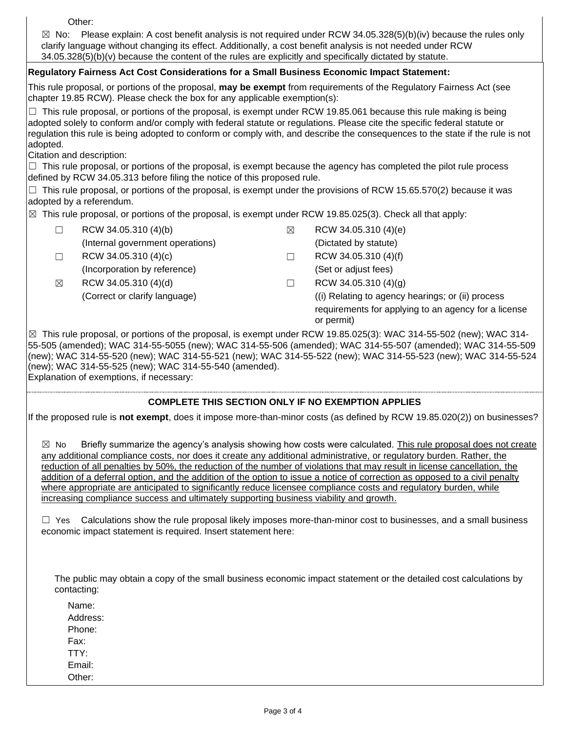Other:

☒ No: Please explain: A cost benefit analysis is not required under RCW 34.05.328(5)(b)(iv) because the rules only clarify language without changing its effect. Additionally, a cost benefit analysis is not needed under RCW 34.05.328(5)(b)(v) because the content of the rules are explicitly and specifically dictated by statute.

**Regulatory Fairness Act Cost Considerations for a Small Business Economic Impact Statement:**

This rule proposal, or portions of the proposal, **may be exempt** from requirements of the Regulatory Fairness Act (see chapter 19.85 RCW). Please check the box for any applicable exemption(s):

☐ This rule proposal, or portions of the proposal, is exempt under RCW 19.85.061 because this rule making is being adopted solely to conform and/or comply with federal statute or regulations. Please cite the specific federal statute or regulation this rule is being adopted to conform or comply with, and describe the consequences to the state if the rule is not adopted.

Citation and description:

☐ This rule proposal, or portions of the proposal, is exempt because the agency has completed the pilot rule process defined by RCW 34.05.313 before filing the notice of this proposed rule.

☐ This rule proposal, or portions of the proposal, is exempt under the provisions of RCW 15.65.570(2) because it was adopted by a referendum.

☒ This rule proposal, or portions of the proposal, is exempt under RCW 19.85.025(3). Check all that apply:

| | | | |
|---|---|---|---|
| ☐ | RCW 34.05.310 (4)(b) (Internal government operations) | ☒ | RCW 34.05.310 (4)(e) (Dictated by statute) |
| ☐ | RCW 34.05.310 (4)(c) (Incorporation by reference) | ☐ | RCW 34.05.310 (4)(f) (Set or adjust fees) |
| ☒ | RCW 34.05.310 (4)(d) (Correct or clarify language) | ☐ | RCW 34.05.310 (4)(g) ((i) Relating to agency hearings; or (ii) process requirements for applying to an agency for a license or permit) |

☒ This rule proposal, or portions of the proposal, is exempt under RCW 19.85.025(3): WAC 314-55-502 (new); WAC 314-55-505 (amended); WAC 314-55-5055 (new); WAC 314-55-506 (amended); WAC 314-55-507 (amended); WAC 314-55-509 (new); WAC 314-55-520 (new); WAC 314-55-521 (new); WAC 314-55-522 (new); WAC 314-55-523 (new); WAC 314-55-524 (new); WAC 314-55-525 (new); WAC 314-55-540 (amended).

Explanation of exemptions, if necessary:

**COMPLETE THIS SECTION ONLY IF NO EXEMPTION APPLIES**

If the proposed rule is **not exempt**, does it impose more-than-minor costs (as defined by RCW 19.85.020(2)) on businesses?

☒ No Briefly summarize the agency's analysis showing how costs were calculated. This rule proposal does not create any additional compliance costs, nor does it create any additional administrative, or regulatory burden. Rather, the reduction of all penalties by 50%, the reduction of the number of violations that may result in license cancellation, the addition of a deferral option, and the addition of the option to issue a notice of correction as opposed to a civil penalty where appropriate are anticipated to significantly reduce licensee compliance costs and regulatory burden, while increasing compliance success and ultimately supporting business viability and growth.

☐ Yes Calculations show the rule proposal likely imposes more-than-minor cost to businesses, and a small business economic impact statement is required. Insert statement here:

The public may obtain a copy of the small business economic impact statement or the detailed cost calculations by contacting:

Name:
Address:
Phone:
Fax:
TTY:
Email:
Other: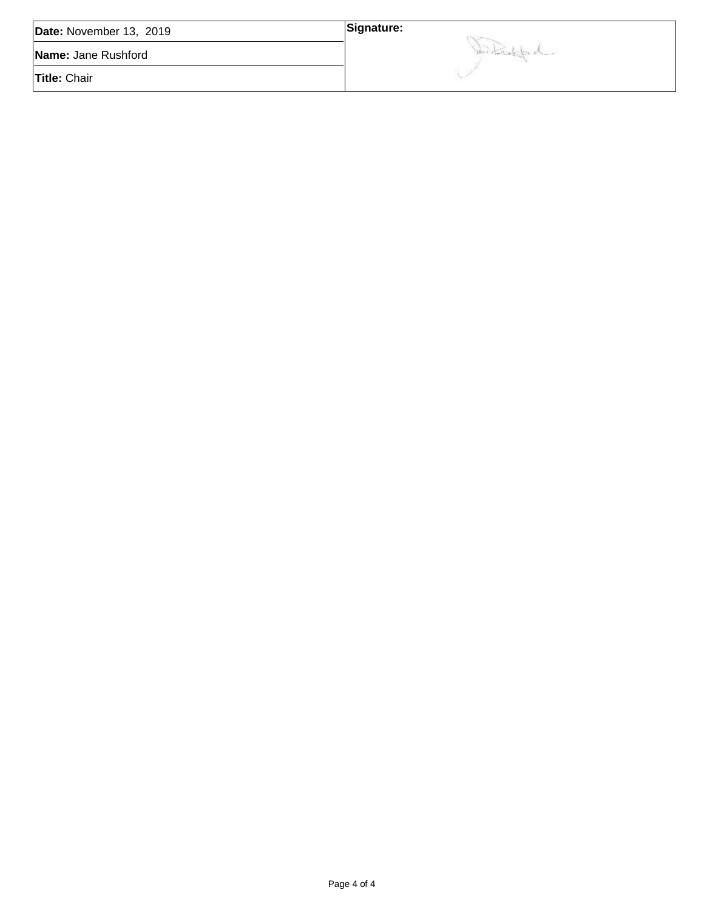| Date: November 13, 2019 | Signature: |
| --- | --- |
| Name: Jane Rushford | |
| Title: Chair | |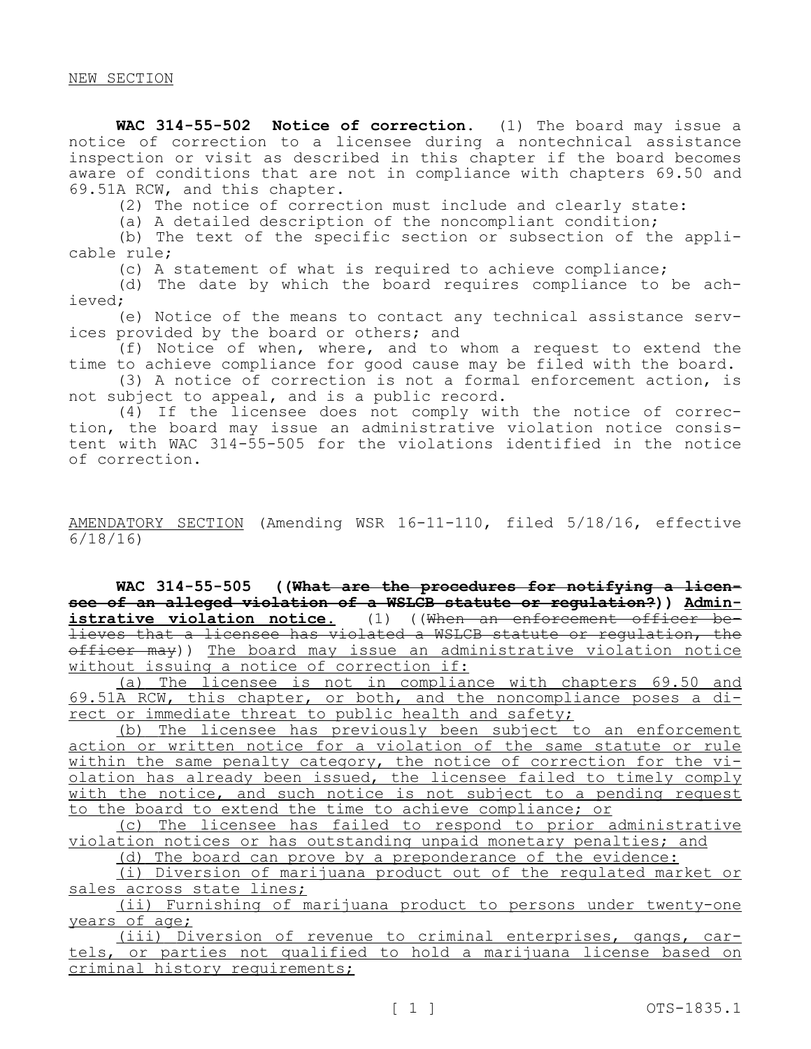NEW SECTION

**WAC 314-55-502 Notice of correction.** (1) The board may issue a notice of correction to a licensee during a nontechnical assistance inspection or visit as described in this chapter if the board becomes aware of conditions that are not in compliance with chapters 69.50 and 69.51A RCW, and this chapter.

(2) The notice of correction must include and clearly state:

(a) A detailed description of the noncompliant condition;

(b) The text of the specific section or subsection of the applicable rule;

(c) A statement of what is required to achieve compliance;

(d) The date by which the board requires compliance to be achieved;

(e) Notice of the means to contact any technical assistance services provided by the board or others; and

(f) Notice of when, where, and to whom a request to extend the time to achieve compliance for good cause may be filed with the board.

(3) A notice of correction is not a formal enforcement action, is not subject to appeal, and is a public record.

(4) If the licensee does not comply with the notice of correction, the board may issue an administrative violation notice consistent with WAC 314-55-505 for the violations identified in the notice of correction.

AMENDATORY SECTION (Amending WSR 16-11-110, filed 5/18/16, effective 6/18/16)

**WAC 314-55-505 ((~~What are the procedures for notifying a licensee of an alleged violation of a WSLCB statute or regulation?~~)) Administrative violation notice.** (1) ((~~When an enforcement officer believes that a licensee has violated a WSLCB statute or regulation, the officer may~~)) The board may issue an administrative violation notice without issuing a notice of correction if:

(a) The licensee is not in compliance with chapters 69.50 and 69.51A RCW, this chapter, or both, and the noncompliance poses a direct or immediate threat to public health and safety;

(b) The licensee has previously been subject to an enforcement action or written notice for a violation of the same statute or rule within the same penalty category, the notice of correction for the violation has already been issued, the licensee failed to timely comply with the notice, and such notice is not subject to a pending request to the board to extend the time to achieve compliance; or

(c) The licensee has failed to respond to prior administrative violation notices or has outstanding unpaid monetary penalties; and

(d) The board can prove by a preponderance of the evidence:

(i) Diversion of marijuana product out of the regulated market or sales across state lines;

(ii) Furnishing of marijuana product to persons under twenty-one years of age;

(iii) Diversion of revenue to criminal enterprises, gangs, cartels, or parties not qualified to hold a marijuana license based on criminal history requirements;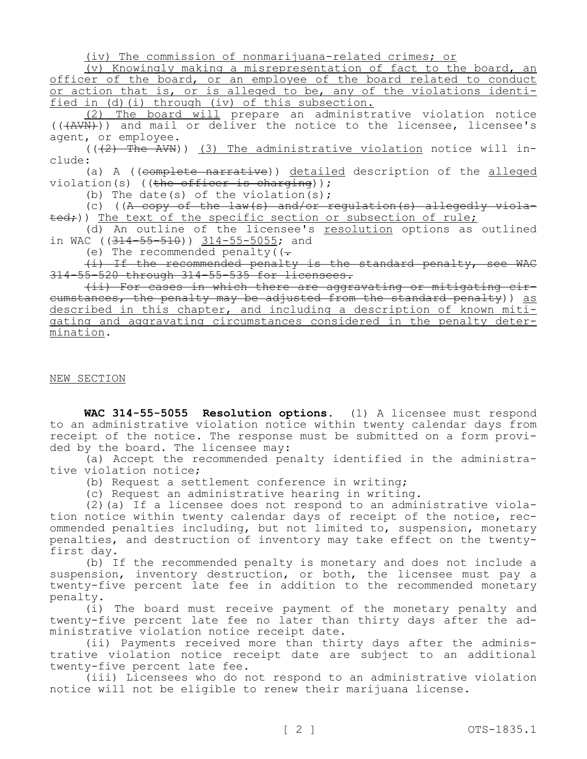(iv) The commission of nonmarijuana-related crimes; or

(v) Knowingly making a misrepresentation of fact to the board, an officer of the board, or an employee of the board related to conduct or action that is, or is alleged to be, any of the violations identified in (d)(i) through (iv) of this subsection.

(2) The board will prepare an administrative violation notice ((~~(AVN)~~)) and mail or deliver the notice to the licensee, licensee's agent, or employee.

((~~(2) The AVN~~)) (3) The administrative violation notice will include:

(a) A ((~~complete narrative~~)) detailed description of the alleged violation(s) ((~~the officer is charging~~));

(b) The date(s) of the violation(s);

(c) ((~~A copy of the law(s) and/or regulation(s) allegedly violated;~~)) The text of the specific section or subsection of rule;

(d) An outline of the licensee's resolution options as outlined in WAC ((~~314-55-510~~)) 314-55-5055; and

(e) The recommended penalty((~~.~~

~~(i) If the recommended penalty is the standard penalty, see WAC 314-55-520 through 314-55-535 for licensees.~~

~~(ii) For cases in which there are aggravating or mitigating circumstances, the penalty may be adjusted from the standard penalty~~)) as described in this chapter, and including a description of known mitigating and aggravating circumstances considered in the penalty determination.

NEW SECTION

**WAC 314-55-5055 Resolution options.** (1) A licensee must respond to an administrative violation notice within twenty calendar days from receipt of the notice. The response must be submitted on a form provided by the board. The licensee may:

(a) Accept the recommended penalty identified in the administrative violation notice;

(b) Request a settlement conference in writing;

(c) Request an administrative hearing in writing.

(2)(a) If a licensee does not respond to an administrative violation notice within twenty calendar days of receipt of the notice, recommended penalties including, but not limited to, suspension, monetary penalties, and destruction of inventory may take effect on the twenty-first day.

(b) If the recommended penalty is monetary and does not include a suspension, inventory destruction, or both, the licensee must pay a twenty-five percent late fee in addition to the recommended monetary penalty.

(i) The board must receive payment of the monetary penalty and twenty-five percent late fee no later than thirty days after the administrative violation notice receipt date.

(ii) Payments received more than thirty days after the administrative violation notice receipt date are subject to an additional twenty-five percent late fee.

(iii) Licensees who do not respond to an administrative violation notice will not be eligible to renew their marijuana license.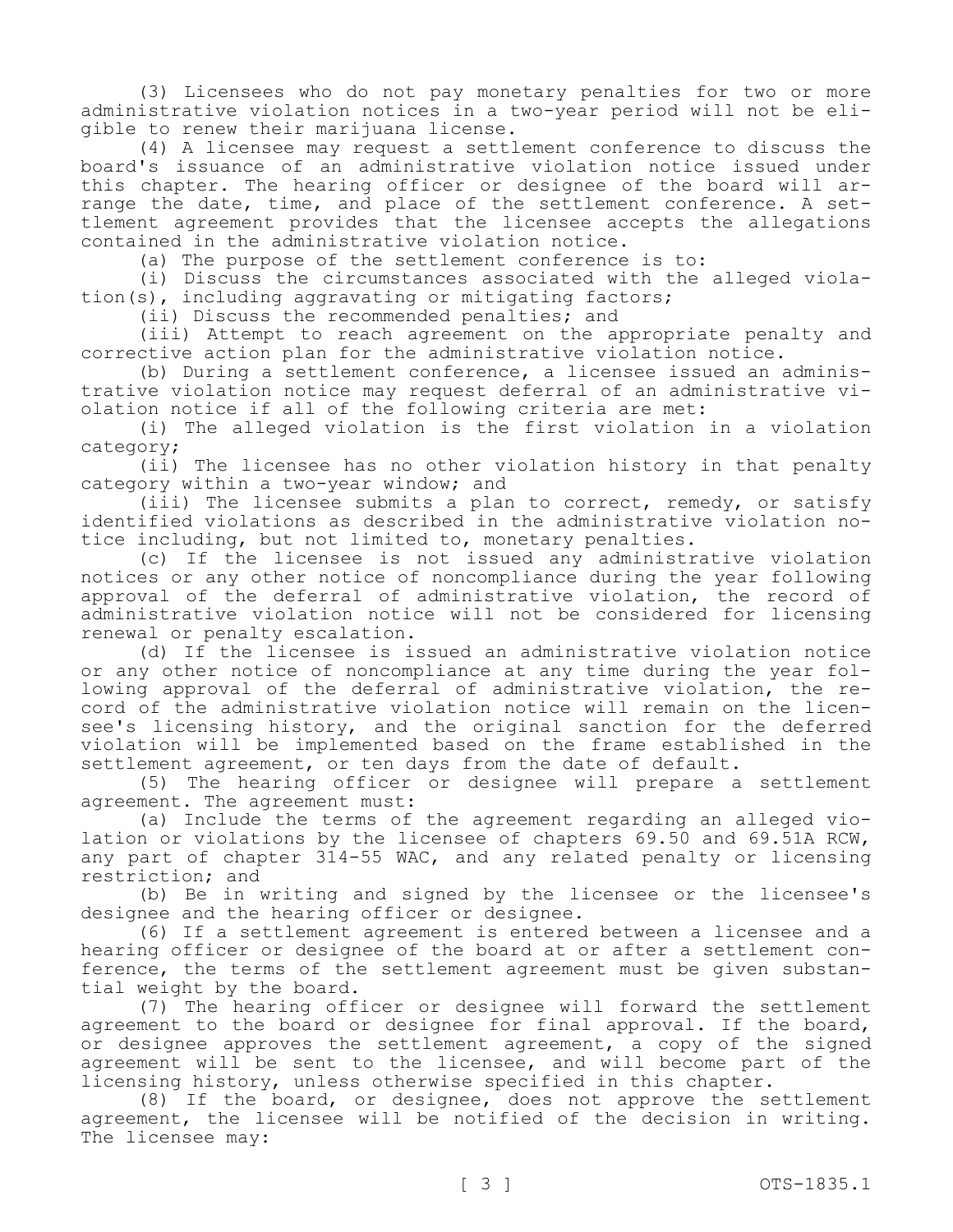(3) Licensees who do not pay monetary penalties for two or more administrative violation notices in a two-year period will not be eligible to renew their marijuana license.

(4) A licensee may request a settlement conference to discuss the board's issuance of an administrative violation notice issued under this chapter. The hearing officer or designee of the board will arrange the date, time, and place of the settlement conference. A settlement agreement provides that the licensee accepts the allegations contained in the administrative violation notice.

(a) The purpose of the settlement conference is to:

(i) Discuss the circumstances associated with the alleged violation(s), including aggravating or mitigating factors;

(ii) Discuss the recommended penalties; and

(iii) Attempt to reach agreement on the appropriate penalty and corrective action plan for the administrative violation notice.

(b) During a settlement conference, a licensee issued an administrative violation notice may request deferral of an administrative violation notice if all of the following criteria are met:

(i) The alleged violation is the first violation in a violation category;

(ii) The licensee has no other violation history in that penalty category within a two-year window; and

(iii) The licensee submits a plan to correct, remedy, or satisfy identified violations as described in the administrative violation notice including, but not limited to, monetary penalties.

(c) If the licensee is not issued any administrative violation notices or any other notice of noncompliance during the year following approval of the deferral of administrative violation, the record of administrative violation notice will not be considered for licensing renewal or penalty escalation.

(d) If the licensee is issued an administrative violation notice or any other notice of noncompliance at any time during the year following approval of the deferral of administrative violation, the record of the administrative violation notice will remain on the licensee's licensing history, and the original sanction for the deferred violation will be implemented based on the frame established in the settlement agreement, or ten days from the date of default.

(5) The hearing officer or designee will prepare a settlement agreement. The agreement must:

(a) Include the terms of the agreement regarding an alleged violation or violations by the licensee of chapters 69.50 and 69.51A RCW, any part of chapter 314-55 WAC, and any related penalty or licensing restriction; and

(b) Be in writing and signed by the licensee or the licensee's designee and the hearing officer or designee.

(6) If a settlement agreement is entered between a licensee and a hearing officer or designee of the board at or after a settlement conference, the terms of the settlement agreement must be given substantial weight by the board.

(7) The hearing officer or designee will forward the settlement agreement to the board or designee for final approval. If the board, or designee approves the settlement agreement, a copy of the signed agreement will be sent to the licensee, and will become part of the licensing history, unless otherwise specified in this chapter.

(8) If the board, or designee, does not approve the settlement agreement, the licensee will be notified of the decision in writing. The licensee may: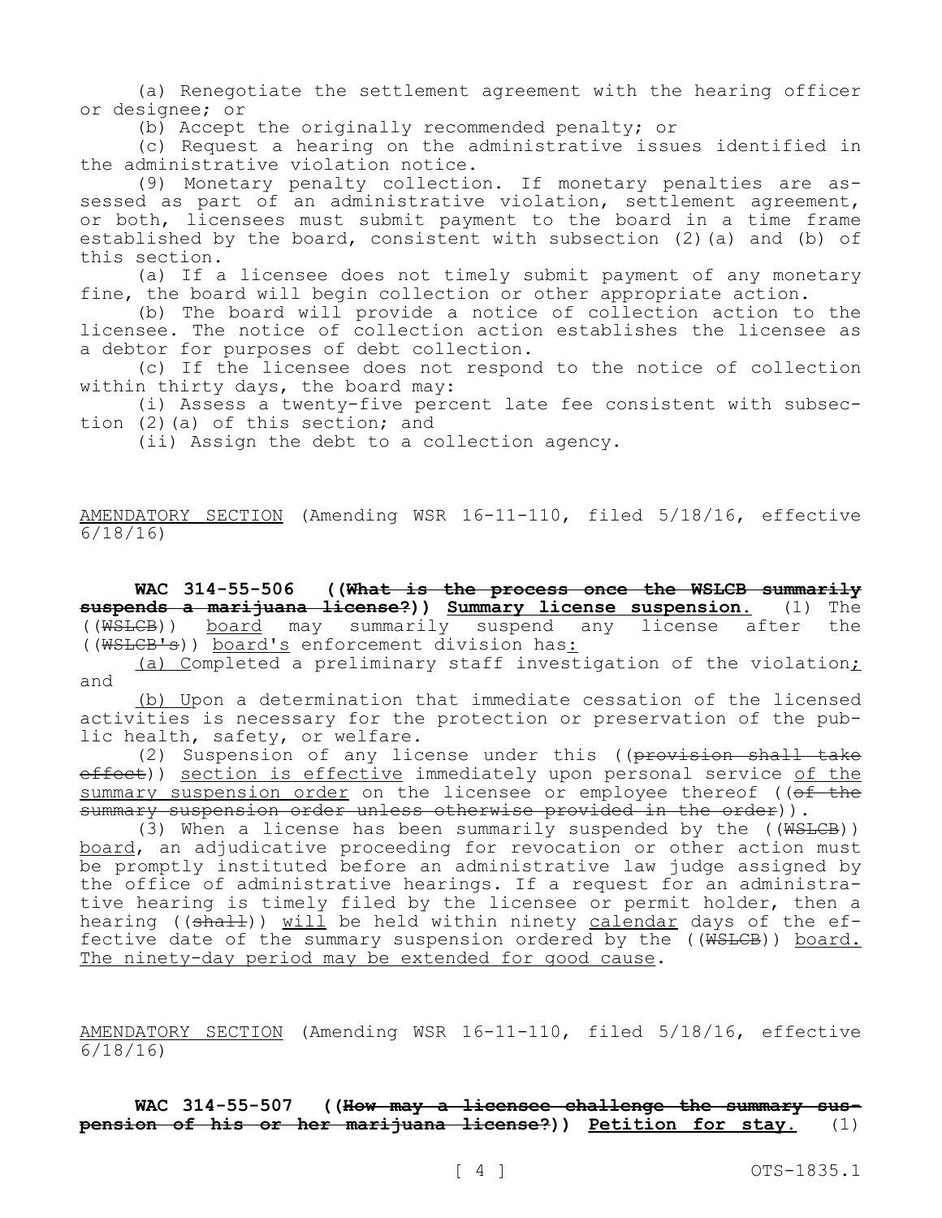(a) Renegotiate the settlement agreement with the hearing officer or designee; or

(b) Accept the originally recommended penalty; or

(c) Request a hearing on the administrative issues identified in the administrative violation notice.

(9) Monetary penalty collection. If monetary penalties are assessed as part of an administrative violation, settlement agreement, or both, licensees must submit payment to the board in a time frame established by the board, consistent with subsection (2)(a) and (b) of this section.

(a) If a licensee does not timely submit payment of any monetary fine, the board will begin collection or other appropriate action.

(b) The board will provide a notice of collection action to the licensee. The notice of collection action establishes the licensee as a debtor for purposes of debt collection.

(c) If the licensee does not respond to the notice of collection within thirty days, the board may:

(i) Assess a twenty-five percent late fee consistent with subsection (2)(a) of this section; and

(ii) Assign the debt to a collection agency.

AMENDATORY SECTION (Amending WSR 16-11-110, filed 5/18/16, effective 6/18/16)

**WAC 314-55-506 ((What is the process once the WSLCB summarily suspends a marijuana license?)) Summary license suspension.** (1) The ((WSLCB)) board may summarily suspend any license after the ((WSLCB's)) board's enforcement division has:

(a) Completed a preliminary staff investigation of the violation; and

(b) Upon a determination that immediate cessation of the licensed activities is necessary for the protection or preservation of the public health, safety, or welfare.

(2) Suspension of any license under this ((provision shall take effect)) section is effective immediately upon personal service of the summary suspension order on the licensee or employee thereof ((of the summary suspension order unless otherwise provided in the order)).

(3) When a license has been summarily suspended by the ((WSLCB)) board, an adjudicative proceeding for revocation or other action must be promptly instituted before an administrative law judge assigned by the office of administrative hearings. If a request for an administrative hearing is timely filed by the licensee or permit holder, then a hearing ((shall)) will be held within ninety calendar days of the effective date of the summary suspension ordered by the ((WSLCB)) board. The ninety-day period may be extended for good cause.

AMENDATORY SECTION (Amending WSR 16-11-110, filed 5/18/16, effective 6/18/16)

**WAC 314-55-507 ((How may a licensee challenge the summary suspension of his or her marijuana license?)) Petition for stay.** (1)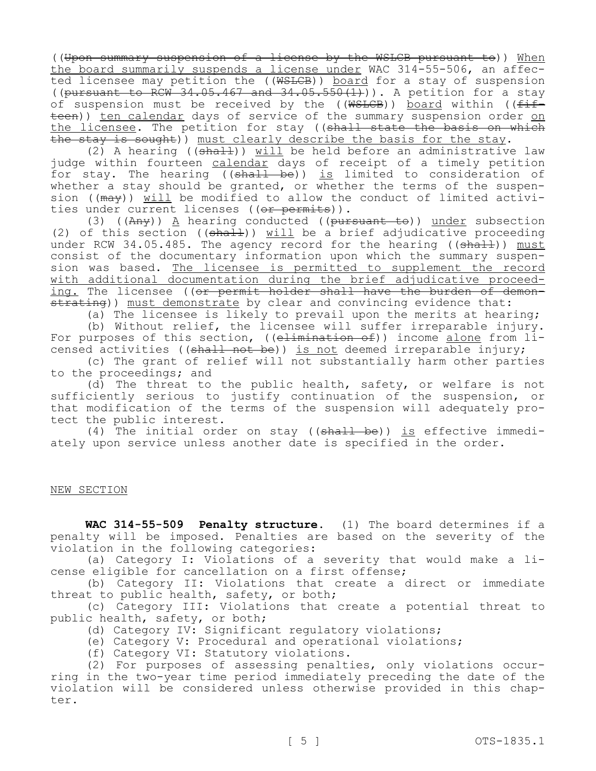((~~Upon summary suspension of a license by the WSLCB pursuant to~~)) <u>When the board summarily suspends a license under</u> WAC 314-55-506, an affected licensee may petition the ((~~WSLCB~~)) <u>board</u> for a stay of suspension ((~~pursuant to RCW 34.05.467 and 34.05.550(1)~~)). A petition for a stay of suspension must be received by the ((~~WSLCB~~)) <u>board</u> within ((~~fifteen~~)) <u>ten calendar</u> days of service of the summary suspension order <u>on the licensee</u>. The petition for stay ((~~shall state the basis on which the stay is sought~~)) <u>must clearly describe the basis for the stay</u>.

(2) A hearing ((~~shall~~)) <u>will</u> be held before an administrative law judge within fourteen <u>calendar</u> days of receipt of a timely petition for stay. The hearing ((~~shall be~~)) <u>is</u> limited to consideration of whether a stay should be granted, or whether the terms of the suspension ((~~may~~)) <u>will</u> be modified to allow the conduct of limited activities under current licenses ((~~or permits~~)).

(3) ((~~Any~~)) <u>A</u> hearing conducted ((~~pursuant to~~)) <u>under</u> subsection (2) of this section ((~~shall~~)) <u>will</u> be a brief adjudicative proceeding under RCW 34.05.485. The agency record for the hearing ((~~shall~~)) <u>must</u> consist of the documentary information upon which the summary suspension was based. <u>The licensee is permitted to supplement the record with additional documentation during the brief adjudicative proceeding.</u> The licensee ((~~or permit holder shall have the burden of demonstrating~~)) <u>must demonstrate</u> by clear and convincing evidence that:

(a) The licensee is likely to prevail upon the merits at hearing;

(b) Without relief, the licensee will suffer irreparable injury. For purposes of this section, ((~~elimination of~~)) income <u>alone</u> from licensed activities ((~~shall not be~~)) <u>is not</u> deemed irreparable injury;

(c) The grant of relief will not substantially harm other parties to the proceedings; and

(d) The threat to the public health, safety, or welfare is not sufficiently serious to justify continuation of the suspension, or that modification of the terms of the suspension will adequately protect the public interest.

(4) The initial order on stay ((~~shall be~~)) <u>is</u> effective immediately upon service unless another date is specified in the order.

<u>NEW SECTION</u>

**WAC 314-55-509 Penalty structure.** (1) The board determines if a penalty will be imposed. Penalties are based on the severity of the violation in the following categories:

(a) Category I: Violations of a severity that would make a license eligible for cancellation on a first offense;

(b) Category II: Violations that create a direct or immediate threat to public health, safety, or both;

(c) Category III: Violations that create a potential threat to public health, safety, or both;

(d) Category IV: Significant regulatory violations;

(e) Category V: Procedural and operational violations;

(f) Category VI: Statutory violations.

(2) For purposes of assessing penalties, only violations occurring in the two-year time period immediately preceding the date of the violation will be considered unless otherwise provided in this chapter.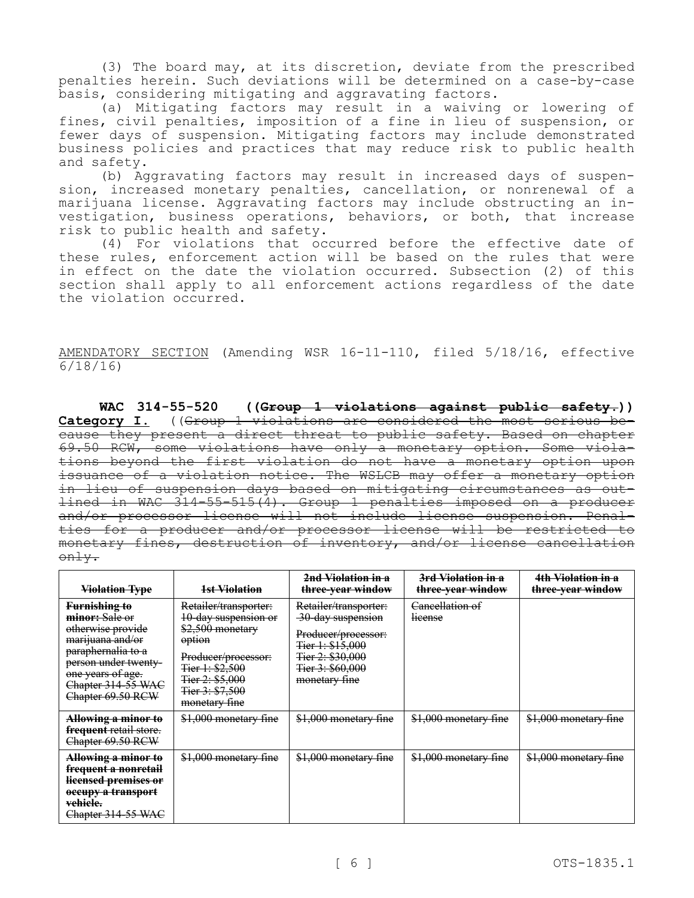(3) The board may, at its discretion, deviate from the prescribed penalties herein. Such deviations will be determined on a case-by-case basis, considering mitigating and aggravating factors.

(a) Mitigating factors may result in a waiving or lowering of fines, civil penalties, imposition of a fine in lieu of suspension, or fewer days of suspension. Mitigating factors may include demonstrated business policies and practices that may reduce risk to public health and safety.

(b) Aggravating factors may result in increased days of suspension, increased monetary penalties, cancellation, or nonrenewal of a marijuana license. Aggravating factors may include obstructing an investigation, business operations, behaviors, or both, that increase risk to public health and safety.

(4) For violations that occurred before the effective date of these rules, enforcement action will be based on the rules that were in effect on the date the violation occurred. Subsection (2) of this section shall apply to all enforcement actions regardless of the date the violation occurred.

AMENDATORY SECTION (Amending WSR 16-11-110, filed 5/18/16, effective 6/18/16)

**WAC 314-55-520 ((~~Group 1 violations against public safety.~~)) Category I.** ((~~Group 1 violations are considered the most serious because they present a direct threat to public safety. Based on chapter 69.50 RCW, some violations have only a monetary option. Some violations beyond the first violation do not have a monetary option upon issuance of a violation notice. The WSLCB may offer a monetary option in lieu of suspension days based on mitigating circumstances as outlined in WAC 314-55-515(4). Group 1 penalties imposed on a producer and/or processor license will not include license suspension. Penalties for a producer and/or processor license will be restricted to monetary fines, destruction of inventory, and/or license cancellation only.~~

| ~~Violation Type~~ | ~~1st Violation~~ | ~~2nd Violation in a three-year window~~ | ~~3rd Violation in a three-year window~~ | ~~4th Violation in a three-year window~~ |
|---|---|---|---|---|
| ~~**Furnishing to minor:** Sale or otherwise provide marijuana and/or paraphernalia to a person under twenty-one years of age. Chapter 314-55 WAC Chapter 69.50 RCW~~ | ~~Retailer/transporter: 10-day suspension or $2,500 monetary option~~ ~~Producer/processor: Tier 1: $2,500 Tier 2: $5,000 Tier 3: $7,500 monetary fine~~ | ~~Retailer/transporter: 30-day suspension~~ ~~Producer/processor: Tier 1: $15,000 Tier 2: $30,000 Tier 3: $60,000 monetary fine~~ | ~~Cancellation of license~~ | |
| ~~**Allowing a minor to frequent** retail store. Chapter 69.50 RCW~~ | ~~$1,000 monetary fine~~ | ~~$1,000 monetary fine~~ | ~~$1,000 monetary fine~~ | ~~$1,000 monetary fine~~ |
| ~~**Allowing a minor to frequent a nonretail licensed premises or occupy a transport vehicle.** Chapter 314-55 WAC~~ | ~~$1,000 monetary fine~~ | ~~$1,000 monetary fine~~ | ~~$1,000 monetary fine~~ | ~~$1,000 monetary fine~~ |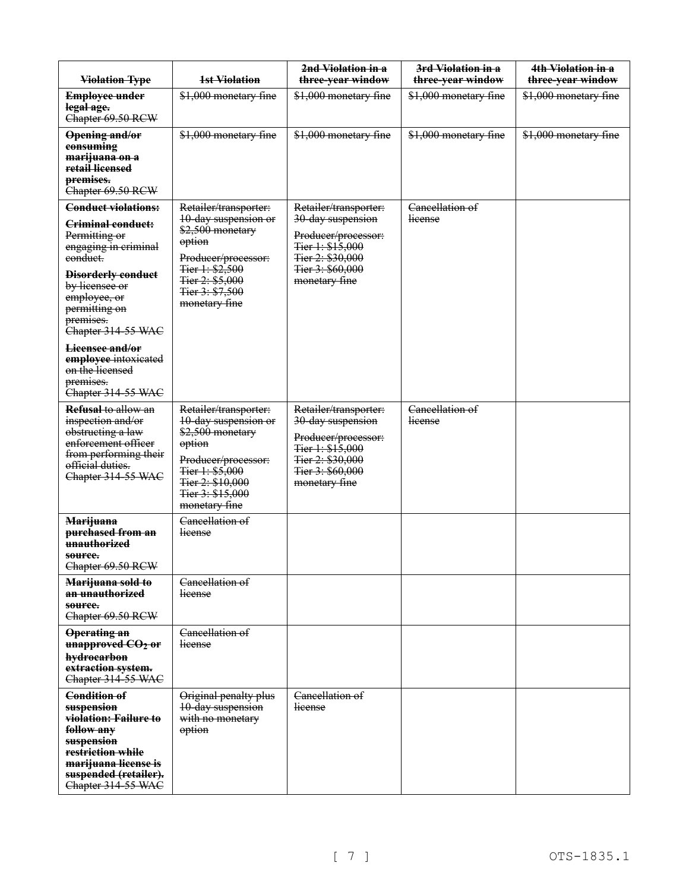| ~~Violation Type~~ | ~~1st Violation~~ | ~~2nd Violation in a three-year window~~ | ~~3rd Violation in a three-year window~~ | ~~4th Violation in a three-year window~~ |
|---|---|---|---|---|
| ~~**Employee under legal age.**~~ ~~Chapter 69.50 RCW~~ | ~~$1,000 monetary fine~~ | ~~$1,000 monetary fine~~ | ~~$1,000 monetary fine~~ | ~~$1,000 monetary fine~~ |
| ~~**Opening and/or consuming marijuana on a retail licensed premises.**~~ ~~Chapter 69.50 RCW~~ | ~~$1,000 monetary fine~~ | ~~$1,000 monetary fine~~ | ~~$1,000 monetary fine~~ | ~~$1,000 monetary fine~~ |
| ~~**Conduct violations:**~~ ~~**Criminal conduct:** Permitting or engaging in criminal conduct.~~ ~~**Disorderly conduct** by licensee or employee, or permitting on premises.~~ ~~Chapter 314-55 WAC~~ ~~**Licensee and/or employee** intoxicated on the licensed premises.~~ ~~Chapter 314-55 WAC~~ | ~~Retailer/transporter: 10-day suspension or $2,500 monetary option~~ ~~Producer/processor: Tier 1: $2,500 Tier 2: $5,000 Tier 3: $7,500 monetary fine~~ | ~~Retailer/transporter: 30-day suspension~~ ~~Producer/processor: Tier 1: $15,000 Tier 2: $30,000 Tier 3: $60,000 monetary fine~~ | ~~Cancellation of license~~ | |
| ~~**Refusal** to allow an inspection and/or obstructing a law enforcement officer from performing their official duties.~~ ~~Chapter 314-55 WAC~~ | ~~Retailer/transporter: 10-day suspension or $2,500 monetary option~~ ~~Producer/processor: Tier 1: $5,000 Tier 2: $10,000 Tier 3: $15,000 monetary fine~~ | ~~Retailer/transporter: 30-day suspension~~ ~~Producer/processor: Tier 1: $15,000 Tier 2: $30,000 Tier 3: $60,000 monetary fine~~ | ~~Cancellation of license~~ | |
| ~~**Marijuana purchased from an unauthorized source.**~~ ~~Chapter 69.50 RCW~~ | ~~Cancellation of license~~ | | | |
| ~~**Marijuana sold to an unauthorized source.**~~ ~~Chapter 69.50 RCW~~ | ~~Cancellation of license~~ | | | |
| ~~**Operating an unapproved $CO_2$ or hydrocarbon extraction system.**~~ ~~Chapter 314-55 WAC~~ | ~~Cancellation of license~~ | | | |
| ~~**Condition of suspension violation: Failure to follow any suspension restriction while marijuana license is suspended (retailer).**~~ ~~Chapter 314-55 WAC~~ | ~~Original penalty plus 10-day suspension with no monetary option~~ | ~~Cancellation of license~~ | | |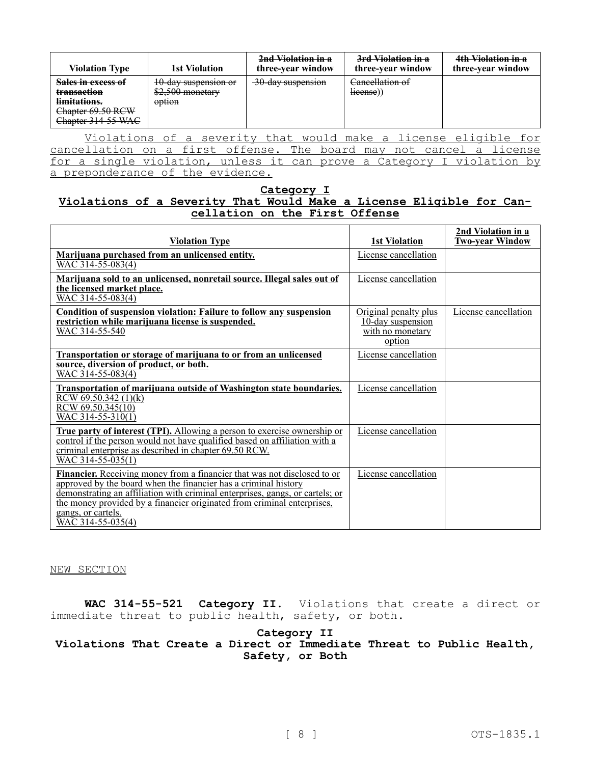| ~~Violation Type~~ | ~~1st Violation~~ | ~~2nd Violation in a three-year window~~ | ~~3rd Violation in a three-year window~~ | ~~4th Violation in a three-year window~~ |
|---|---|---|---|---|
| ~~**Sales in excess of transaction limitations.**~~ ~~Chapter 69.50 RCW~~ ~~Chapter 314-55 WAC~~ | ~~10-day suspension or $2,500 monetary option~~ | ~~30-day suspension~~ | ~~Cancellation of license~~)) | |

<u>Violations of a severity that would make a license eligible for cancellation on a first offense. The board may not cancel a license for a single violation, unless it can prove a Category I violation by a preponderance of the evidence.</u>

**<u>Category I</u>**

**<u>Violations of a Severity That Would Make a License Eligible for Cancellation on the First Offense</u>**

| <u>**Violation Type**</u> | <u>**1st Violation**</u> | <u>**2nd Violation in a Two-year Window**</u> |
|---|---|---|
| <u>**Marijuana purchased from an unlicensed entity.**</u> <u>WAC 314-55-083(4)</u> | <u>License cancellation</u> | |
| <u>**Marijuana sold to an unlicensed, nonretail source. Illegal sales out of the licensed market place.**</u> <u>WAC 314-55-083(4)</u> | <u>License cancellation</u> | |
| <u>**Condition of suspension violation: Failure to follow any suspension restriction while marijuana license is suspended.**</u> <u>WAC 314-55-540</u> | <u>Original penalty plus 10-day suspension with no monetary option</u> | <u>License cancellation</u> |
| <u>**Transportation or storage of marijuana to or from an unlicensed source, diversion of product, or both.**</u> <u>WAC 314-55-083(4)</u> | <u>License cancellation</u> | |
| <u>**Transportation of marijuana outside of Washington state boundaries.**</u> <u>RCW 69.50.342 (1)(k)</u> <u>RCW 69.50.345(10)</u> <u>WAC 314-55-310(1)</u> | <u>License cancellation</u> | |
| <u>**True party of interest (TPI).** Allowing a person to exercise ownership or control if the person would not have qualified based on affiliation with a criminal enterprise as described in chapter 69.50 RCW.</u> <u>WAC 314-55-035(1)</u> | <u>License cancellation</u> | |
| <u>**Financier.** Receiving money from a financier that was not disclosed to or approved by the board when the financier has a criminal history demonstrating an affiliation with criminal enterprises, gangs, or cartels; or the money provided by a financier originated from criminal enterprises, gangs, or cartels.</u> <u>WAC 314-55-035(4)</u> | <u>License cancellation</u> | |

<u>NEW SECTION</u>

**WAC 314-55-521 Category II.** Violations that create a direct or immediate threat to public health, safety, or both.

**Category II**

**Violations That Create a Direct or Immediate Threat to Public Health, Safety, or Both**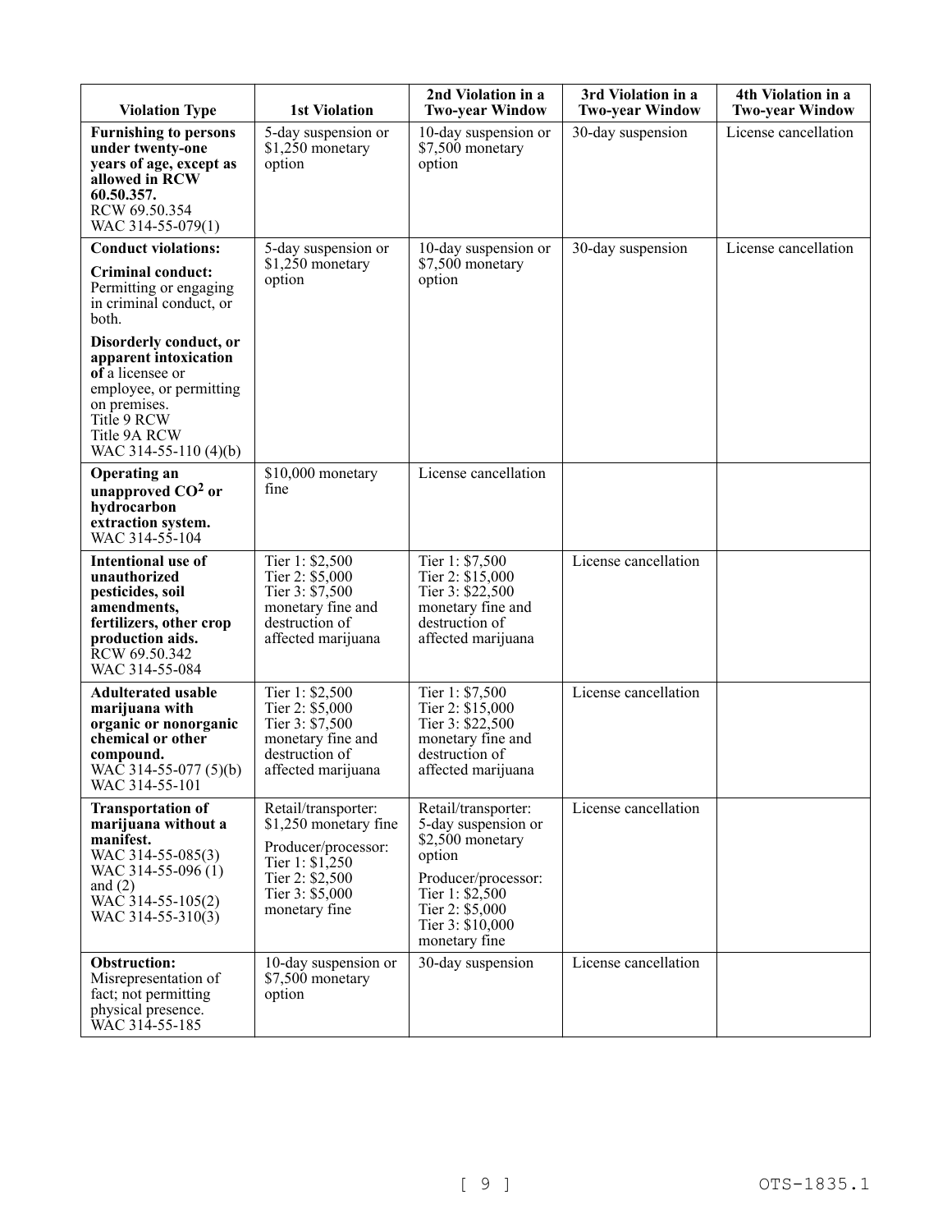| Violation Type | 1st Violation | 2nd Violation in a Two-year Window | 3rd Violation in a Two-year Window | 4th Violation in a Two-year Window |
| --- | --- | --- | --- | --- |
| **Furnishing to persons under twenty-one years of age, except as allowed in RCW 60.50.357.** RCW 69.50.354 WAC 314-55-079(1) | 5-day suspension or $1,250 monetary option | 10-day suspension or $7,500 monetary option | 30-day suspension | License cancellation |
| **Conduct violations:** **Criminal conduct:** Permitting or engaging in criminal conduct, or both. **Disorderly conduct, or apparent intoxication of** a licensee or employee, or permitting on premises. Title 9 RCW Title 9A RCW WAC 314-55-110 (4)(b) | 5-day suspension or $1,250 monetary option | 10-day suspension or $7,500 monetary option | 30-day suspension | License cancellation |
| **Operating an unapproved $CO^2$ or hydrocarbon extraction system.** WAC 314-55-104 | $10,000 monetary fine | License cancellation | | |
| **Intentional use of unauthorized pesticides, soil amendments, fertilizers, other crop production aids.** RCW 69.50.342 WAC 314-55-084 | Tier 1: $2,500 Tier 2: $5,000 Tier 3: $7,500 monetary fine and destruction of affected marijuana | Tier 1: $7,500 Tier 2: $15,000 Tier 3: $22,500 monetary fine and destruction of affected marijuana | License cancellation | |
| **Adulterated usable marijuana with organic or nonorganic chemical or other compound.** WAC 314-55-077 (5)(b) WAC 314-55-101 | Tier 1: $2,500 Tier 2: $5,000 Tier 3: $7,500 monetary fine and destruction of affected marijuana | Tier 1: $7,500 Tier 2: $15,000 Tier 3: $22,500 monetary fine and destruction of affected marijuana | License cancellation | |
| **Transportation of marijuana without a manifest.** WAC 314-55-085(3) WAC 314-55-096 (1) and (2) WAC 314-55-105(2) WAC 314-55-310(3) | Retail/transporter: $1,250 monetary fine Producer/processor: Tier 1: $1,250 Tier 2: $2,500 Tier 3: $5,000 monetary fine | Retail/transporter: 5-day suspension or $2,500 monetary option Producer/processor: Tier 1: $2,500 Tier 2: $5,000 Tier 3: $10,000 monetary fine | License cancellation | |
| **Obstruction:** Misrepresentation of fact; not permitting physical presence. WAC 314-55-185 | 10-day suspension or $7,500 monetary option | 30-day suspension | License cancellation | |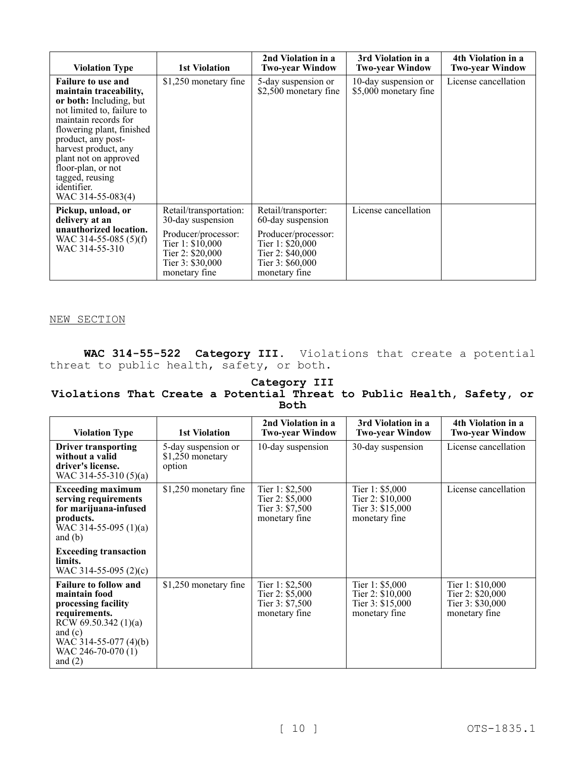| Violation Type | 1st Violation | 2nd Violation in a Two-year Window | 3rd Violation in a Two-year Window | 4th Violation in a Two-year Window |
|---|---|---|---|---|
| **Failure to use and maintain traceability, or both:** Including, but not limited to, failure to maintain records for flowering plant, finished product, any post-harvest product, any plant not on approved floor-plan, or not tagged, reusing identifier. WAC 314-55-083(4) | $1,250 monetary fine | 5-day suspension or $2,500 monetary fine | 10-day suspension or $5,000 monetary fine | License cancellation |
| **Pickup, unload, or delivery at an unauthorized location.** WAC 314-55-085 (5)(f) WAC 314-55-310 | Retail/transportation: 30-day suspension<br><br>Producer/processor: Tier 1: $10,000 Tier 2: $20,000 Tier 3: $30,000 monetary fine | Retail/transporter: 60-day suspension<br><br>Producer/processor: Tier 1: $20,000 Tier 2: $40,000 Tier 3: $60,000 monetary fine | License cancellation | |

NEW SECTION

**WAC 314-55-522 Category III.** Violations that create a potential threat to public health, safety, or both.

**Category III**
**Violations That Create a Potential Threat to Public Health, Safety, or Both**

| Violation Type | 1st Violation | 2nd Violation in a Two-year Window | 3rd Violation in a Two-year Window | 4th Violation in a Two-year Window |
|---|---|---|---|---|
| **Driver transporting without a valid driver's license.** WAC 314-55-310 (5)(a) | 5-day suspension or $1,250 monetary option | 10-day suspension | 30-day suspension | License cancellation |
| **Exceeding maximum serving requirements for marijuana-infused products.** WAC 314-55-095 (1)(a) and (b)<br><br>**Exceeding transaction limits.** WAC 314-55-095 (2)(c) | $1,250 monetary fine | Tier 1: $2,500 Tier 2: $5,000 Tier 3: $7,500 monetary fine | Tier 1: $5,000 Tier 2: $10,000 Tier 3: $15,000 monetary fine | License cancellation |
| **Failure to follow and maintain food processing facility requirements.** RCW 69.50.342 (1)(a) and (c) WAC 314-55-077 (4)(b) WAC 246-70-070 (1) and (2) | $1,250 monetary fine | Tier 1: $2,500 Tier 2: $5,000 Tier 3: $7,500 monetary fine | Tier 1: $5,000 Tier 2: $10,000 Tier 3: $15,000 monetary fine | Tier 1: $10,000 Tier 2: $20,000 Tier 3: $30,000 monetary fine |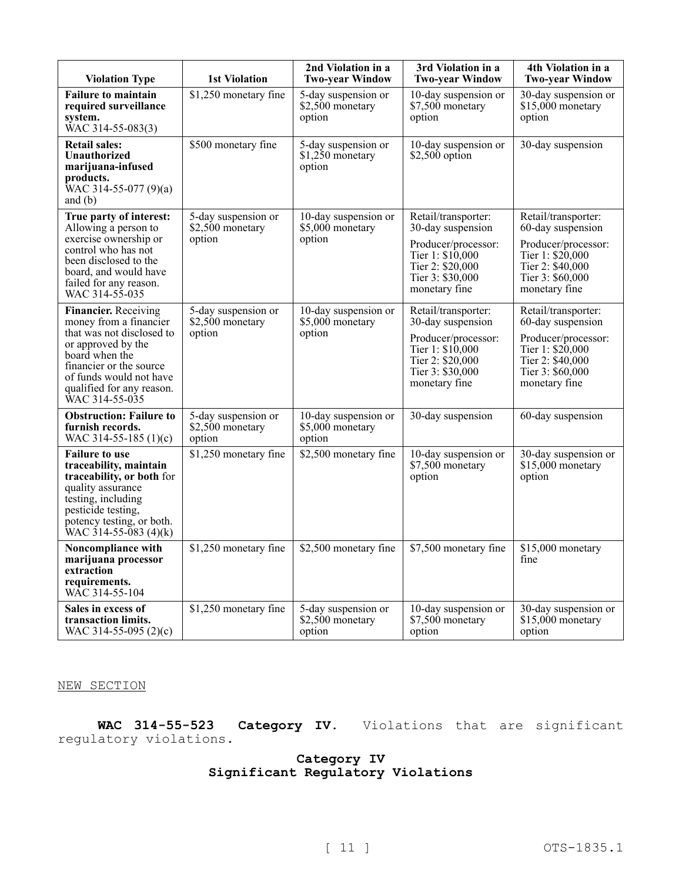| Violation Type | 1st Violation | 2nd Violation in a Two-year Window | 3rd Violation in a Two-year Window | 4th Violation in a Two-year Window |
|---|---|---|---|---|
| **Failure to maintain required surveillance system.** WAC 314-55-083(3) | $1,250 monetary fine | 5-day suspension or $2,500 monetary option | 10-day suspension or $7,500 monetary option | 30-day suspension or $15,000 monetary option |
| **Retail sales: Unauthorized marijuana-infused products.** WAC 314-55-077 (9)(a) and (b) | $500 monetary fine | 5-day suspension or $1,250 monetary option | 10-day suspension or $2,500 option | 30-day suspension |
| **True party of interest:** Allowing a person to exercise ownership or control who has not been disclosed to the board, and would have failed for any reason. WAC 314-55-035 | 5-day suspension or $2,500 monetary option | 10-day suspension or $5,000 monetary option | Retail/transporter: 30-day suspension<br><br>Producer/processor: Tier 1: $10,000 Tier 2: $20,000 Tier 3: $30,000 monetary fine | Retail/transporter: 60-day suspension<br><br>Producer/processor: Tier 1: $20,000 Tier 2: $40,000 Tier 3: $60,000 monetary fine |
| **Financier.** Receiving money from a financier that was not disclosed to or approved by the board when the financier or the source of funds would not have qualified for any reason. WAC 314-55-035 | 5-day suspension or $2,500 monetary option | 10-day suspension or $5,000 monetary option | Retail/transporter: 30-day suspension<br><br>Producer/processor: Tier 1: $10,000 Tier 2: $20,000 Tier 3: $30,000 monetary fine | Retail/transporter: 60-day suspension<br><br>Producer/processor: Tier 1: $20,000 Tier 2: $40,000 Tier 3: $60,000 monetary fine |
| **Obstruction: Failure to furnish records.** WAC 314-55-185 (1)(c) | 5-day suspension or $2,500 monetary option | 10-day suspension or $5,000 monetary option | 30-day suspension | 60-day suspension |
| **Failure to use traceability, maintain traceability, or both** for quality assurance testing, including pesticide testing, potency testing, or both. WAC 314-55-083 (4)(k) | $1,250 monetary fine | $2,500 monetary fine | 10-day suspension or $7,500 monetary option | 30-day suspension or $15,000 monetary option |
| **Noncompliance with marijuana processor extraction requirements.** WAC 314-55-104 | $1,250 monetary fine | $2,500 monetary fine | $7,500 monetary fine | $15,000 monetary fine |
| **Sales in excess of transaction limits.** WAC 314-55-095 (2)(c) | $1,250 monetary fine | 5-day suspension or $2,500 monetary option | 10-day suspension or $7,500 monetary option | 30-day suspension or $15,000 monetary option |

NEW SECTION

**WAC 314-55-523 Category IV.** Violations that are significant regulatory violations.

**Category IV**
**Significant Regulatory Violations**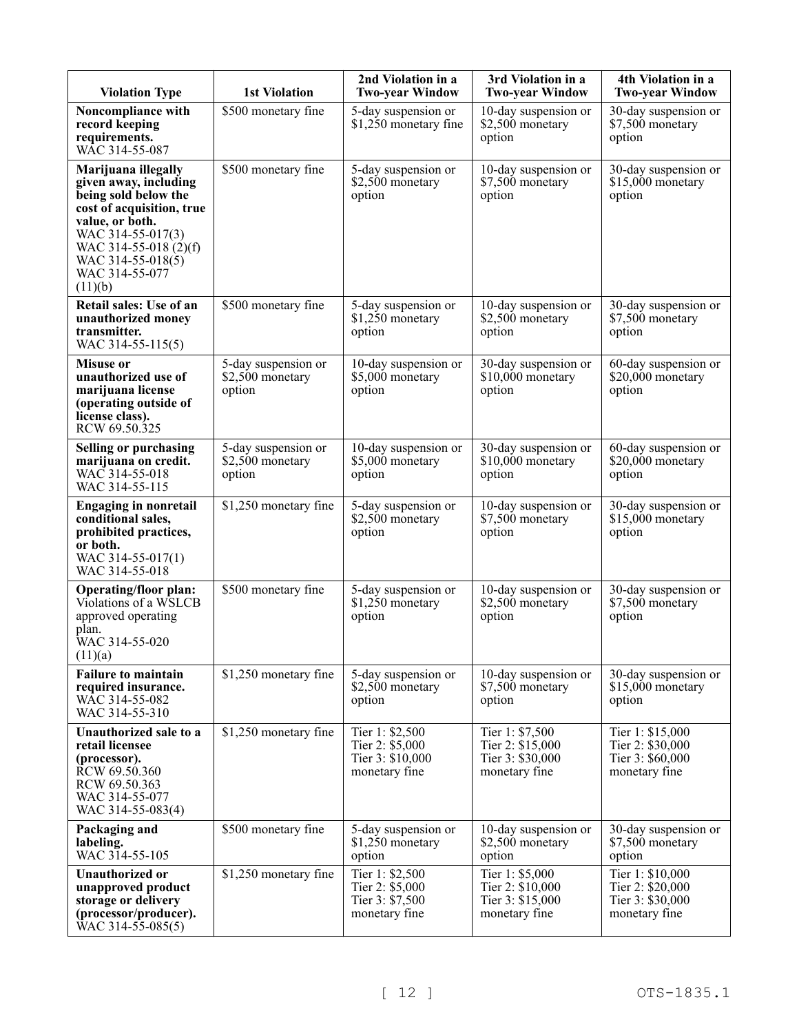| Violation Type | 1st Violation | 2nd Violation in a Two-year Window | 3rd Violation in a Two-year Window | 4th Violation in a Two-year Window |
|---|---|---|---|---|
| **Noncompliance with record keeping requirements.** WAC 314-55-087 | $500 monetary fine | 5-day suspension or $1,250 monetary fine | 10-day suspension or $2,500 monetary option | 30-day suspension or $7,500 monetary option |
| **Marijuana illegally given away, including being sold below the cost of acquisition, true value, or both.** WAC 314-55-017(3) WAC 314-55-018 (2)(f) WAC 314-55-018(5) WAC 314-55-077 (11)(b) | $500 monetary fine | 5-day suspension or $2,500 monetary option | 10-day suspension or $7,500 monetary option | 30-day suspension or $15,000 monetary option |
| **Retail sales: Use of an unauthorized money transmitter.** WAC 314-55-115(5) | $500 monetary fine | 5-day suspension or $1,250 monetary option | 10-day suspension or $2,500 monetary option | 30-day suspension or $7,500 monetary option |
| **Misuse or unauthorized use of marijuana license (operating outside of license class).** RCW 69.50.325 | 5-day suspension or $2,500 monetary option | 10-day suspension or $5,000 monetary option | 30-day suspension or $10,000 monetary option | 60-day suspension or $20,000 monetary option |
| **Selling or purchasing marijuana on credit.** WAC 314-55-018 WAC 314-55-115 | 5-day suspension or $2,500 monetary option | 10-day suspension or $5,000 monetary option | 30-day suspension or $10,000 monetary option | 60-day suspension or $20,000 monetary option |
| **Engaging in nonretail conditional sales, prohibited practices, or both.** WAC 314-55-017(1) WAC 314-55-018 | $1,250 monetary fine | 5-day suspension or $2,500 monetary option | 10-day suspension or $7,500 monetary option | 30-day suspension or $15,000 monetary option |
| **Operating/floor plan:** Violations of a WSLCB approved operating plan. WAC 314-55-020 (11)(a) | $500 monetary fine | 5-day suspension or $1,250 monetary option | 10-day suspension or $2,500 monetary option | 30-day suspension or $7,500 monetary option |
| **Failure to maintain required insurance.** WAC 314-55-082 WAC 314-55-310 | $1,250 monetary fine | 5-day suspension or $2,500 monetary option | 10-day suspension or $7,500 monetary option | 30-day suspension or $15,000 monetary option |
| **Unauthorized sale to a retail licensee (processor).** RCW 69.50.360 RCW 69.50.363 WAC 314-55-077 WAC 314-55-083(4) | $1,250 monetary fine | Tier 1: $2,500 Tier 2: $5,000 Tier 3: $10,000 monetary fine | Tier 1: $7,500 Tier 2: $15,000 Tier 3: $30,000 monetary fine | Tier 1: $15,000 Tier 2: $30,000 Tier 3: $60,000 monetary fine |
| **Packaging and labeling.** WAC 314-55-105 | $500 monetary fine | 5-day suspension or $1,250 monetary option | 10-day suspension or $2,500 monetary option | 30-day suspension or $7,500 monetary option |
| **Unauthorized or unapproved product storage or delivery (processor/producer).** WAC 314-55-085(5) | $1,250 monetary fine | Tier 1: $2,500 Tier 2: $5,000 Tier 3: $7,500 monetary fine | Tier 1: $5,000 Tier 2: $10,000 Tier 3: $15,000 monetary fine | Tier 1: $10,000 Tier 2: $20,000 Tier 3: $30,000 monetary fine |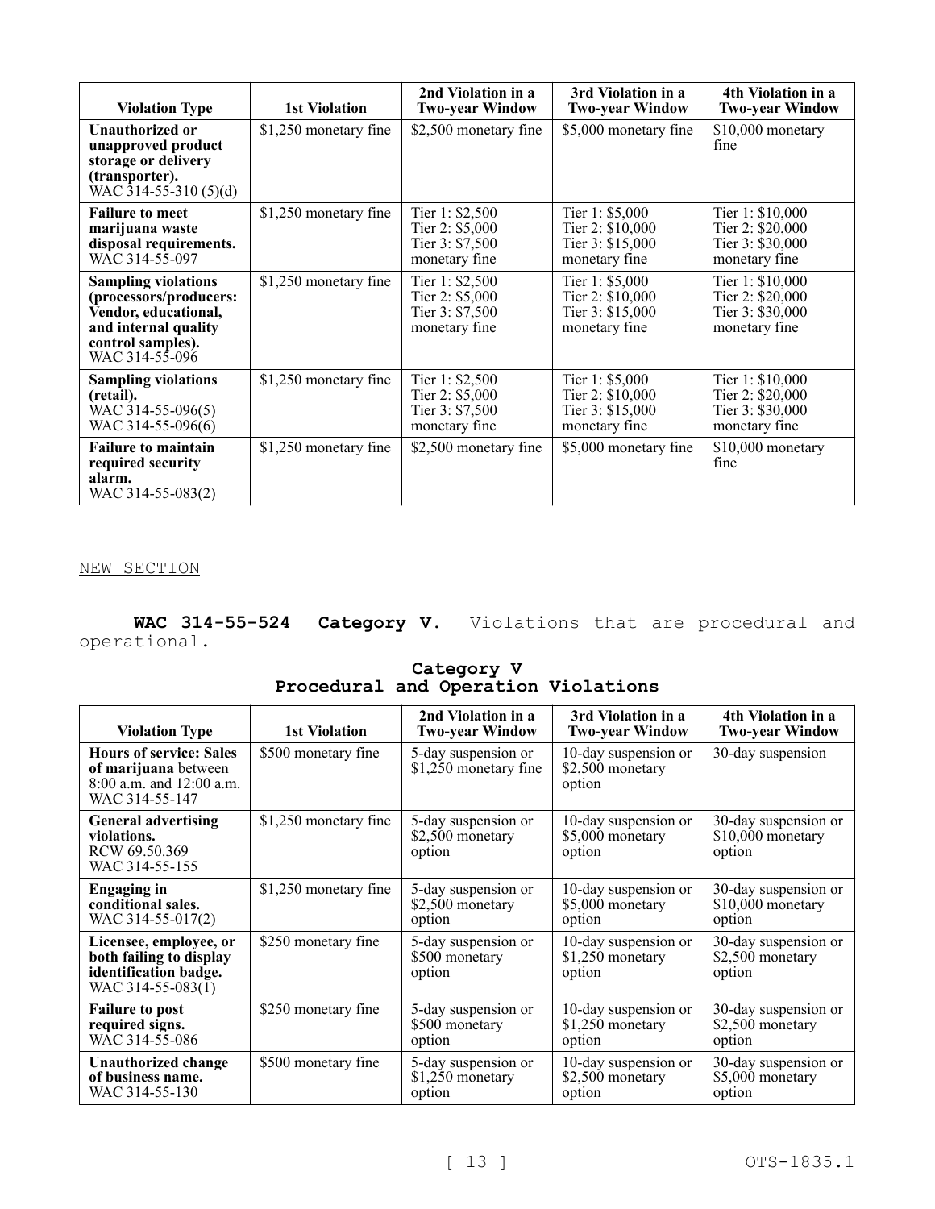| Violation Type | 1st Violation | 2nd Violation in a Two-year Window | 3rd Violation in a Two-year Window | 4th Violation in a Two-year Window |
|---|---|---|---|---|
| **Unauthorized or unapproved product storage or delivery (transporter).** WAC 314-55-310 (5)(d) | $1,250 monetary fine | $2,500 monetary fine | $5,000 monetary fine | $10,000 monetary fine |
| **Failure to meet marijuana waste disposal requirements.** WAC 314-55-097 | $1,250 monetary fine | Tier 1: $2,500 Tier 2: $5,000 Tier 3: $7,500 monetary fine | Tier 1: $5,000 Tier 2: $10,000 Tier 3: $15,000 monetary fine | Tier 1: $10,000 Tier 2: $20,000 Tier 3: $30,000 monetary fine |
| **Sampling violations (processors/producers: Vendor, educational, and internal quality control samples).** WAC 314-55-096 | $1,250 monetary fine | Tier 1: $2,500 Tier 2: $5,000 Tier 3: $7,500 monetary fine | Tier 1: $5,000 Tier 2: $10,000 Tier 3: $15,000 monetary fine | Tier 1: $10,000 Tier 2: $20,000 Tier 3: $30,000 monetary fine |
| **Sampling violations (retail).** WAC 314-55-096(5) WAC 314-55-096(6) | $1,250 monetary fine | Tier 1: $2,500 Tier 2: $5,000 Tier 3: $7,500 monetary fine | Tier 1: $5,000 Tier 2: $10,000 Tier 3: $15,000 monetary fine | Tier 1: $10,000 Tier 2: $20,000 Tier 3: $30,000 monetary fine |
| **Failure to maintain required security alarm.** WAC 314-55-083(2) | $1,250 monetary fine | $2,500 monetary fine | $5,000 monetary fine | $10,000 monetary fine |

NEW SECTION

**WAC 314-55-524 Category V.** Violations that are procedural and operational.

**Category V**
**Procedural and Operation Violations**

| Violation Type | 1st Violation | 2nd Violation in a Two-year Window | 3rd Violation in a Two-year Window | 4th Violation in a Two-year Window |
|---|---|---|---|---|
| **Hours of service: Sales of marijuana** between 8:00 a.m. and 12:00 a.m. WAC 314-55-147 | $500 monetary fine | 5-day suspension or $1,250 monetary fine | 10-day suspension or $2,500 monetary option | 30-day suspension |
| **General advertising violations.** RCW 69.50.369 WAC 314-55-155 | $1,250 monetary fine | 5-day suspension or $2,500 monetary option | 10-day suspension or $5,000 monetary option | 30-day suspension or $10,000 monetary option |
| **Engaging in conditional sales.** WAC 314-55-017(2) | $1,250 monetary fine | 5-day suspension or $2,500 monetary option | 10-day suspension or $5,000 monetary option | 30-day suspension or $10,000 monetary option |
| **Licensee, employee, or both failing to display identification badge.** WAC 314-55-083(1) | $250 monetary fine | 5-day suspension or $500 monetary option | 10-day suspension or $1,250 monetary option | 30-day suspension or $2,500 monetary option |
| **Failure to post required signs.** WAC 314-55-086 | $250 monetary fine | 5-day suspension or $500 monetary option | 10-day suspension or $1,250 monetary option | 30-day suspension or $2,500 monetary option |
| **Unauthorized change of business name.** WAC 314-55-130 | $500 monetary fine | 5-day suspension or $1,250 monetary option | 10-day suspension or $2,500 monetary option | 30-day suspension or $5,000 monetary option |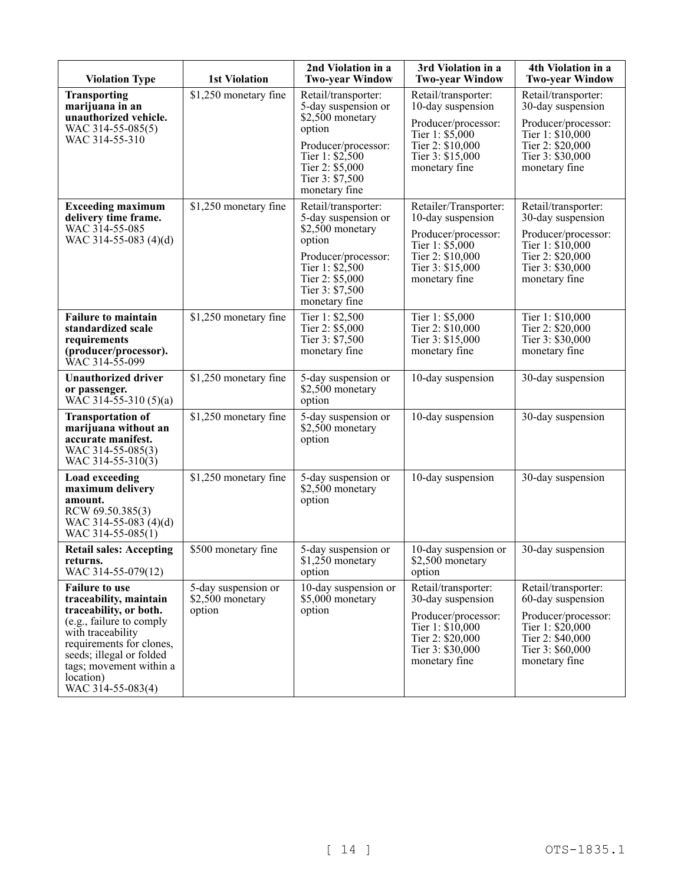| Violation Type | 1st Violation | 2nd Violation in a Two-year Window | 3rd Violation in a Two-year Window | 4th Violation in a Two-year Window |
|---|---|---|---|---|
| **Transporting marijuana in an unauthorized vehicle.** WAC 314-55-085(5) WAC 314-55-310 | $1,250 monetary fine | Retail/transporter: 5-day suspension or $2,500 monetary option<br>Producer/processor: Tier 1: $2,500 Tier 2: $5,000 Tier 3: $7,500 monetary fine | Retail/transporter: 10-day suspension<br>Producer/processor: Tier 1: $5,000 Tier 2: $10,000 Tier 3: $15,000 monetary fine | Retail/transporter: 30-day suspension<br>Producer/processor: Tier 1: $10,000 Tier 2: $20,000 Tier 3: $30,000 monetary fine |
| **Exceeding maximum delivery time frame.** WAC 314-55-085 WAC 314-55-083 (4)(d) | $1,250 monetary fine | Retail/transporter: 5-day suspension or $2,500 monetary option<br>Producer/processor: Tier 1: $2,500 Tier 2: $5,000 Tier 3: $7,500 monetary fine | Retailer/Transporter: 10-day suspension<br>Producer/processor: Tier 1: $5,000 Tier 2: $10,000 Tier 3: $15,000 monetary fine | Retail/transporter: 30-day suspension<br>Producer/processor: Tier 1: $10,000 Tier 2: $20,000 Tier 3: $30,000 monetary fine |
| **Failure to maintain standardized scale requirements (producer/processor).** WAC 314-55-099 | $1,250 monetary fine | Tier 1: $2,500 Tier 2: $5,000 Tier 3: $7,500 monetary fine | Tier 1: $5,000 Tier 2: $10,000 Tier 3: $15,000 monetary fine | Tier 1: $10,000 Tier 2: $20,000 Tier 3: $30,000 monetary fine |
| **Unauthorized driver or passenger.** WAC 314-55-310 (5)(a) | $1,250 monetary fine | 5-day suspension or $2,500 monetary option | 10-day suspension | 30-day suspension |
| **Transportation of marijuana without an accurate manifest.** WAC 314-55-085(3) WAC 314-55-310(3) | $1,250 monetary fine | 5-day suspension or $2,500 monetary option | 10-day suspension | 30-day suspension |
| **Load exceeding maximum delivery amount.** RCW 69.50.385(3) WAC 314-55-083 (4)(d) WAC 314-55-085(1) | $1,250 monetary fine | 5-day suspension or $2,500 monetary option | 10-day suspension | 30-day suspension |
| **Retail sales: Accepting returns.** WAC 314-55-079(12) | $500 monetary fine | 5-day suspension or $1,250 monetary option | 10-day suspension or $2,500 monetary option | 30-day suspension |
| **Failure to use traceability, maintain traceability, or both.** (e.g., failure to comply with traceability requirements for clones, seeds; illegal or folded tags; movement within a location) WAC 314-55-083(4) | 5-day suspension or $2,500 monetary option | 10-day suspension or $5,000 monetary option | Retail/transporter: 30-day suspension<br>Producer/processor: Tier 1: $10,000 Tier 2: $20,000 Tier 3: $30,000 monetary fine | Retail/transporter: 60-day suspension<br>Producer/processor: Tier 1: $20,000 Tier 2: $40,000 Tier 3: $60,000 monetary fine |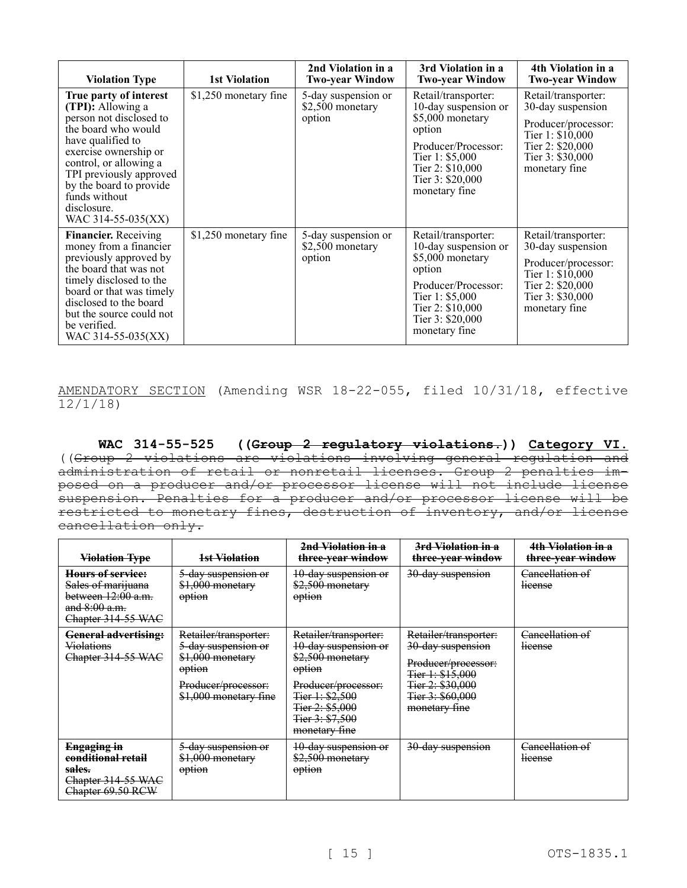| Violation Type | 1st Violation | 2nd Violation in a Two-year Window | 3rd Violation in a Two-year Window | 4th Violation in a Two-year Window |
|---|---|---|---|---|
| **True party of interest (TPI):** Allowing a person not disclosed to the board who would have qualified to exercise ownership or control, or allowing a TPI previously approved by the board to provide funds without disclosure. WAC 314-55-035(XX) | $1,250 monetary fine | 5-day suspension or $2,500 monetary option | Retail/transporter: 10-day suspension or $5,000 monetary option<br>Producer/Processor: Tier 1: $5,000 Tier 2: $10,000 Tier 3: $20,000 monetary fine | Retail/transporter: 30-day suspension<br>Producer/processor: Tier 1: $10,000 Tier 2: $20,000 Tier 3: $30,000 monetary fine |
| **Financier.** Receiving money from a financier previously approved by the board that was not timely disclosed to the board or that was timely disclosed to the board but the source could not be verified. WAC 314-55-035(XX) | $1,250 monetary fine | 5-day suspension or $2,500 monetary option | Retail/transporter: 10-day suspension or $5,000 monetary option<br>Producer/Processor: Tier 1: $5,000 Tier 2: $10,000 Tier 3: $20,000 monetary fine | Retail/transporter: 30-day suspension<br>Producer/processor: Tier 1: $10,000 Tier 2: $20,000 Tier 3: $30,000 monetary fine |

AMENDATORY SECTION (Amending WSR 18-22-055, filed 10/31/18, effective 12/1/18)

**WAC 314-55-525 ((~~Group 2 regulatory violations.~~)) Category VI.** ((~~Group 2 violations are violations involving general regulation and administration of retail or nonretail licenses. Group 2 penalties imposed on a producer and/or processor license will not include license suspension. Penalties for a producer and/or processor license will be restricted to monetary fines, destruction of inventory, and/or license cancellation only.~~

| ~~Violation Type~~ | ~~1st Violation~~ | ~~2nd Violation in a three-year window~~ | ~~3rd Violation in a three-year window~~ | ~~4th Violation in a three-year window~~ |
|---|---|---|---|---|
| ~~**Hours of service:** Sales of marijuana between 12:00 a.m. and 8:00 a.m. Chapter 314-55 WAC~~ | ~~5-day suspension or $1,000 monetary option~~ | ~~10-day suspension or $2,500 monetary option~~ | ~~30-day suspension~~ | ~~Cancellation of license~~ |
| ~~**General advertising:** Violations Chapter 314-55 WAC~~ | ~~Retailer/transporter: 5-day suspension or $1,000 monetary option~~<br>~~Producer/processor: $1,000 monetary fine~~ | ~~Retailer/transporter: 10-day suspension or $2,500 monetary option~~<br>~~Producer/processor: Tier 1: $2,500 Tier 2: $5,000 Tier 3: $7,500 monetary fine~~ | ~~Retailer/transporter: 30-day suspension~~<br>~~Producer/processor: Tier 1: $15,000 Tier 2: $30,000 Tier 3: $60,000 monetary fine~~ | ~~Cancellation of license~~ |
| ~~**Engaging in conditional retail sales.** Chapter 314-55 WAC Chapter 69.50 RCW~~ | ~~5-day suspension or $1,000 monetary option~~ | ~~10-day suspension or $2,500 monetary option~~ | ~~30-day suspension~~ | ~~Cancellation of license~~ |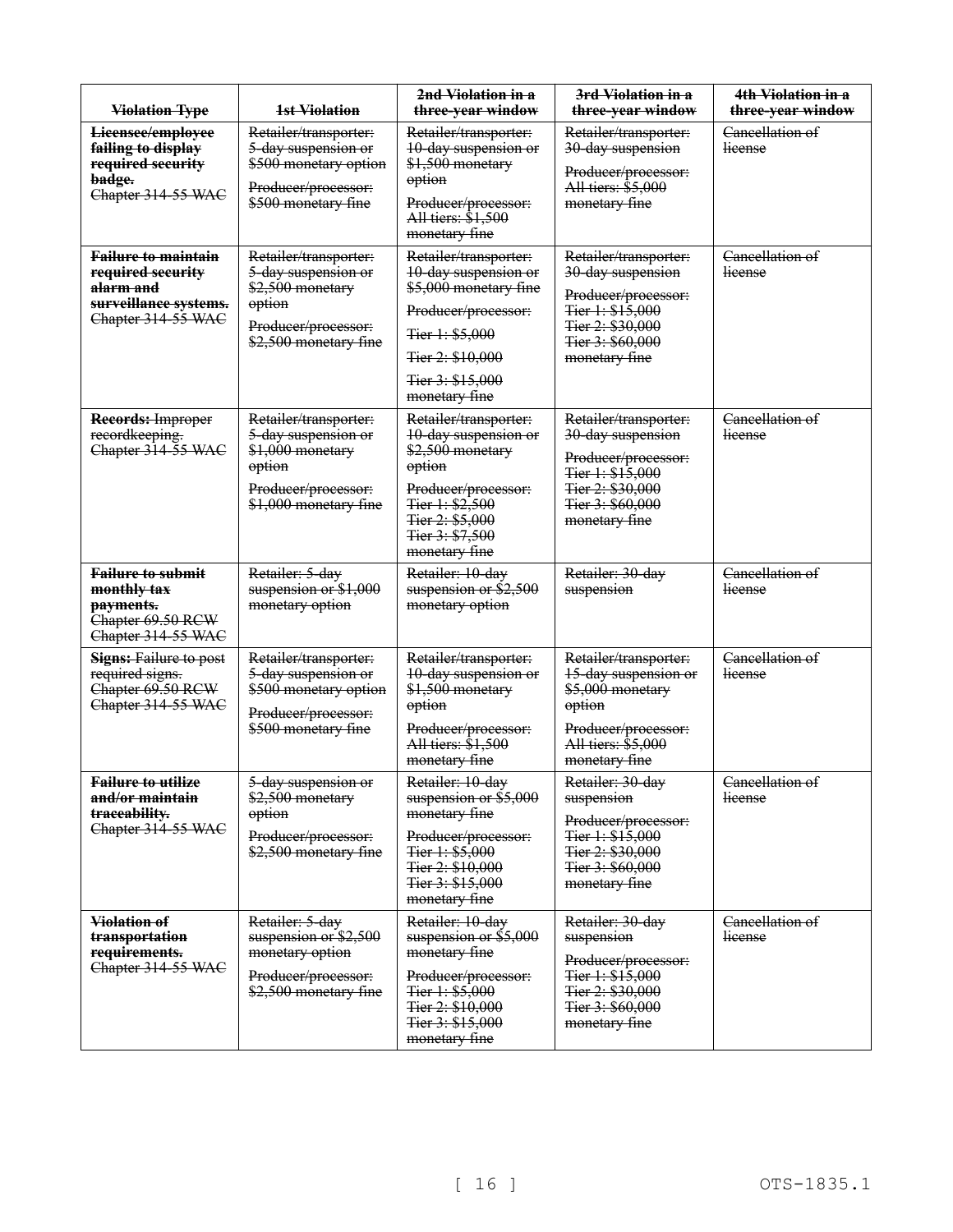| ~~Violation Type~~ | ~~1st Violation~~ | ~~2nd Violation in a three-year window~~ | ~~3rd Violation in a three-year window~~ | ~~4th Violation in a three-year window~~ |
| --- | --- | --- | --- | --- |
| ~~**Licensee/employee failing to display required security badge.**~~ ~~Chapter 314-55 WAC~~ | ~~Retailer/transporter: 5-day suspension or $500 monetary option~~ ~~Producer/processor: $500 monetary fine~~ | ~~Retailer/transporter: 10-day suspension or $1,500 monetary option~~ ~~Producer/processor: All tiers: $1,500 monetary fine~~ | ~~Retailer/transporter: 30-day suspension~~ ~~Producer/processor: All tiers: $5,000 monetary fine~~ | ~~Cancellation of license~~ |
| ~~**Failure to maintain required security alarm and surveillance systems.**~~ ~~Chapter 314-55 WAC~~ | ~~Retailer/transporter: 5-day suspension or $2,500 monetary option~~ ~~Producer/processor: $2,500 monetary fine~~ | ~~Retailer/transporter: 10-day suspension or $5,000 monetary fine~~ ~~Producer/processor:~~ ~~Tier 1: $5,000~~ ~~Tier 2: $10,000~~ ~~Tier 3: $15,000 monetary fine~~ | ~~Retailer/transporter: 30-day suspension~~ ~~Producer/processor: Tier 1: $15,000 Tier 2: $30,000 Tier 3: $60,000 monetary fine~~ | ~~Cancellation of license~~ |
| ~~**Records:** Improper recordkeeping.~~ ~~Chapter 314-55 WAC~~ | ~~Retailer/transporter: 5-day suspension or $1,000 monetary option~~ ~~Producer/processor: $1,000 monetary fine~~ | ~~Retailer/transporter: 10-day suspension or $2,500 monetary option~~ ~~Producer/processor: Tier 1: $2,500 Tier 2: $5,000 Tier 3: $7,500 monetary fine~~ | ~~Retailer/transporter: 30-day suspension~~ ~~Producer/processor: Tier 1: $15,000 Tier 2: $30,000 Tier 3: $60,000 monetary fine~~ | ~~Cancellation of license~~ |
| ~~**Failure to submit monthly tax payments.**~~ ~~Chapter 69.50 RCW~~ ~~Chapter 314-55 WAC~~ | ~~Retailer: 5-day suspension or $1,000 monetary option~~ | ~~Retailer: 10-day suspension or $2,500 monetary option~~ | ~~Retailer: 30-day suspension~~ | ~~Cancellation of license~~ |
| ~~**Signs:** Failure to post required signs.~~ ~~Chapter 69.50 RCW~~ ~~Chapter 314-55 WAC~~ | ~~Retailer/transporter: 5-day suspension or $500 monetary option~~ ~~Producer/processor: $500 monetary fine~~ | ~~Retailer/transporter: 10-day suspension or $1,500 monetary option~~ ~~Producer/processor: All tiers: $1,500 monetary fine~~ | ~~Retailer/transporter: 15-day suspension or $5,000 monetary option~~ ~~Producer/processor: All tiers: $5,000 monetary fine~~ | ~~Cancellation of license~~ |
| ~~**Failure to utilize and/or maintain traceability.**~~ ~~Chapter 314-55 WAC~~ | ~~5-day suspension or $2,500 monetary option~~ ~~Producer/processor: $2,500 monetary fine~~ | ~~Retailer: 10-day suspension or $5,000 monetary fine~~ ~~Producer/processor: Tier 1: $5,000 Tier 2: $10,000 Tier 3: $15,000 monetary fine~~ | ~~Retailer: 30-day suspension~~ ~~Producer/processor: Tier 1: $15,000 Tier 2: $30,000 Tier 3: $60,000 monetary fine~~ | ~~Cancellation of license~~ |
| ~~**Violation of transportation requirements.**~~ ~~Chapter 314-55 WAC~~ | ~~Retailer: 5-day suspension or $2,500 monetary option~~ ~~Producer/processor: $2,500 monetary fine~~ | ~~Retailer: 10-day suspension or $5,000 monetary fine~~ ~~Producer/processor: Tier 1: $5,000 Tier 2: $10,000 Tier 3: $15,000 monetary fine~~ | ~~Retailer: 30-day suspension~~ ~~Producer/processor: Tier 1: $15,000 Tier 2: $30,000 Tier 3: $60,000 monetary fine~~ | ~~Cancellation of license~~ |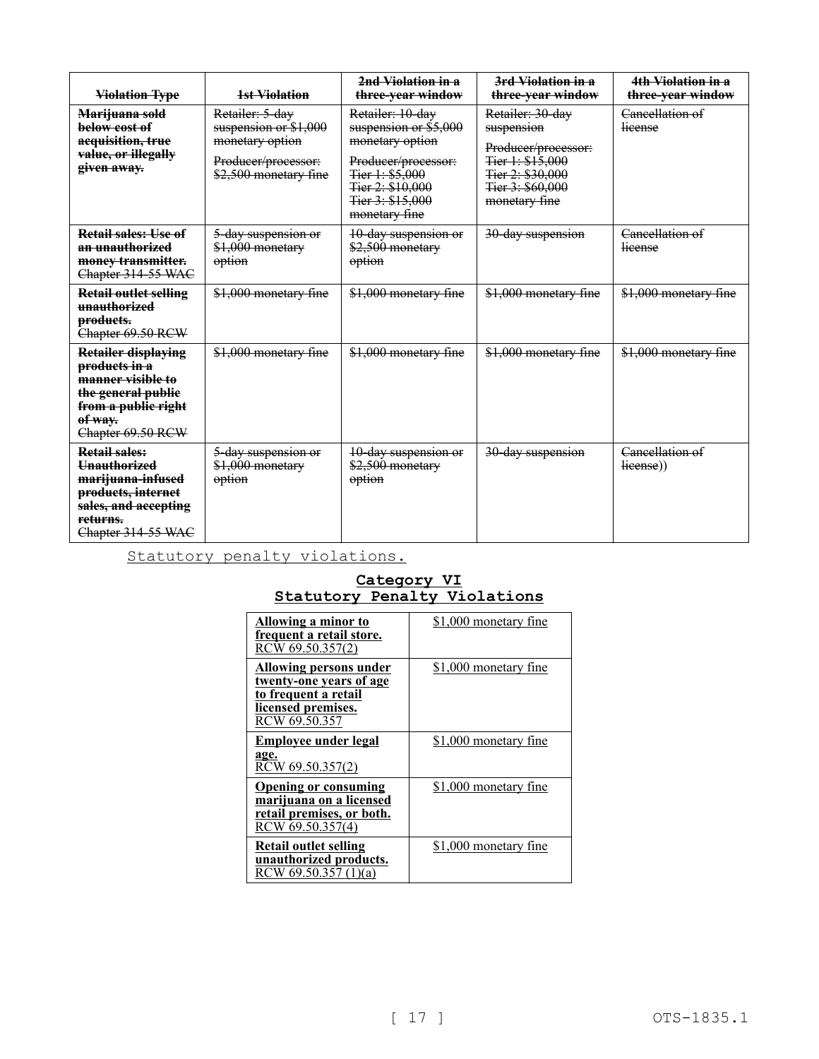| ~~Violation Type~~ | ~~1st Violation~~ | ~~2nd Violation in a three-year window~~ | ~~3rd Violation in a three-year window~~ | ~~4th Violation in a three-year window~~ |
|---|---|---|---|---|
| ~~**Marijuana sold below cost of acquisition, true value, or illegally given away.**~~ | ~~Retailer: 5-day suspension or $1,000 monetary option~~<br>~~Producer/processor: $2,500 monetary fine~~ | ~~Retailer: 10-day suspension or $5,000 monetary option~~<br>~~Producer/processor: Tier 1: $5,000 Tier 2: $10,000 Tier 3: $15,000 monetary fine~~ | ~~Retailer: 30-day suspension~~<br>~~Producer/processor: Tier 1: $15,000 Tier 2: $30,000 Tier 3: $60,000 monetary fine~~ | ~~Cancellation of license~~ |
| ~~**Retail sales: Use of an unauthorized money transmitter.** Chapter 314-55 WAC~~ | ~~5-day suspension or $1,000 monetary option~~ | ~~10-day suspension or $2,500 monetary option~~ | ~~30-day suspension~~ | ~~Cancellation of license~~ |
| ~~**Retail outlet selling unauthorized products.** Chapter 69.50 RCW~~ | ~~$1,000 monetary fine~~ | ~~$1,000 monetary fine~~ | ~~$1,000 monetary fine~~ | ~~$1,000 monetary fine~~ |
| ~~**Retailer displaying products in a manner visible to the general public from a public right of way.** Chapter 69.50 RCW~~ | ~~$1,000 monetary fine~~ | ~~$1,000 monetary fine~~ | ~~$1,000 monetary fine~~ | ~~$1,000 monetary fine~~ |
| ~~**Retail sales: Unauthorized marijuana-infused products, internet sales, and accepting returns.** Chapter 314-55 WAC~~ | ~~5-day suspension or $1,000 monetary option~~ | ~~10-day suspension or $2,500 monetary option~~ | ~~30-day suspension~~ | ~~Cancellation of license~~)) |

<u>Statutory penalty violations.</u>

**<u>Category VI</u>**
**<u>Statutory Penalty Violations</u>**

| | |
|---|---|
| <u>**Allowing a minor to frequent a retail store.** RCW 69.50.357(2)</u> | <u>$1,000 monetary fine</u> |
| <u>**Allowing persons under twenty-one years of age to frequent a retail licensed premises.** RCW 69.50.357</u> | <u>$1,000 monetary fine</u> |
| <u>**Employee under legal age.** RCW 69.50.357(2)</u> | <u>$1,000 monetary fine</u> |
| <u>**Opening or consuming marijuana on a licensed retail premises, or both.** RCW 69.50.357(4)</u> | <u>$1,000 monetary fine</u> |
| <u>**Retail outlet selling unauthorized products.** RCW 69.50.357 (1)(a)</u> | <u>$1,000 monetary fine</u> |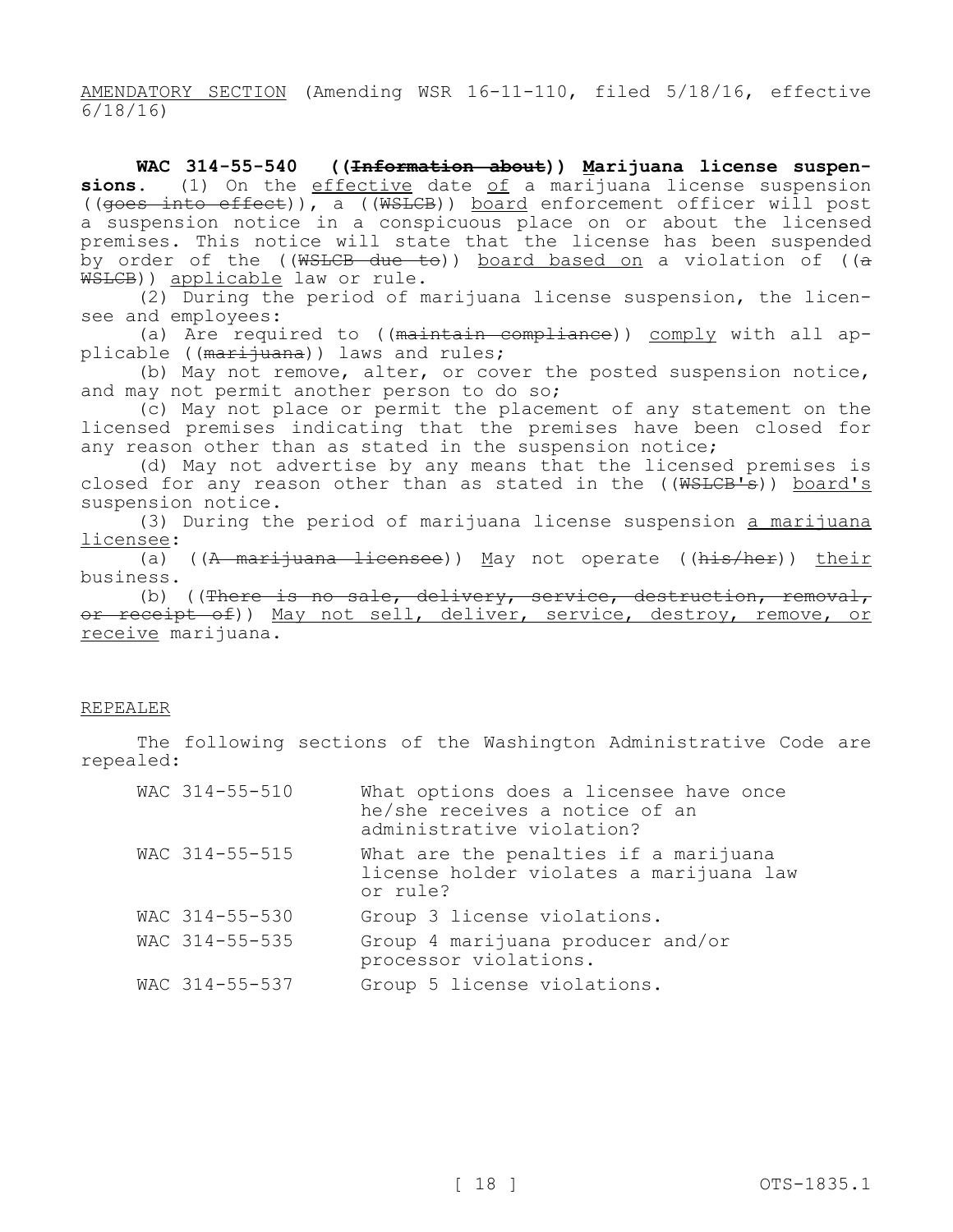AMENDATORY SECTION (Amending WSR 16-11-110, filed 5/18/16, effective 6/18/16)

**WAC 314-55-540 ((~~Information about~~)) Marijuana license suspensions.** (1) On the effective date of a marijuana license suspension ((~~goes into effect~~)), a ((~~WSLCB~~)) board enforcement officer will post a suspension notice in a conspicuous place on or about the licensed premises. This notice will state that the license has been suspended by order of the ((~~WSLCB due to~~)) board based on a violation of ((~~a WSLCB~~)) applicable law or rule.

(2) During the period of marijuana license suspension, the licensee and employees:

(a) Are required to ((~~maintain compliance~~)) comply with all applicable ((~~marijuana~~)) laws and rules;

(b) May not remove, alter, or cover the posted suspension notice, and may not permit another person to do so;

(c) May not place or permit the placement of any statement on the licensed premises indicating that the premises have been closed for any reason other than as stated in the suspension notice;

(d) May not advertise by any means that the licensed premises is closed for any reason other than as stated in the ((~~WSLCB's~~)) board's suspension notice.

(3) During the period of marijuana license suspension a marijuana licensee:

(a) ((~~A marijuana licensee~~)) May not operate ((~~his/her~~)) their business.

(b) ((~~There is no sale, delivery, service, destruction, removal, or receipt of~~)) May not sell, deliver, service, destroy, remove, or receive marijuana.

REPEALER

The following sections of the Washington Administrative Code are repealed:

| | |
|---|---|
| WAC 314-55-510 | What options does a licensee have once he/she receives a notice of an administrative violation? |
| WAC 314-55-515 | What are the penalties if a marijuana license holder violates a marijuana law or rule? |
| WAC 314-55-530 | Group 3 license violations. |
| WAC 314-55-535 | Group 4 marijuana producer and/or processor violations. |
| WAC 314-55-537 | Group 5 license violations. |